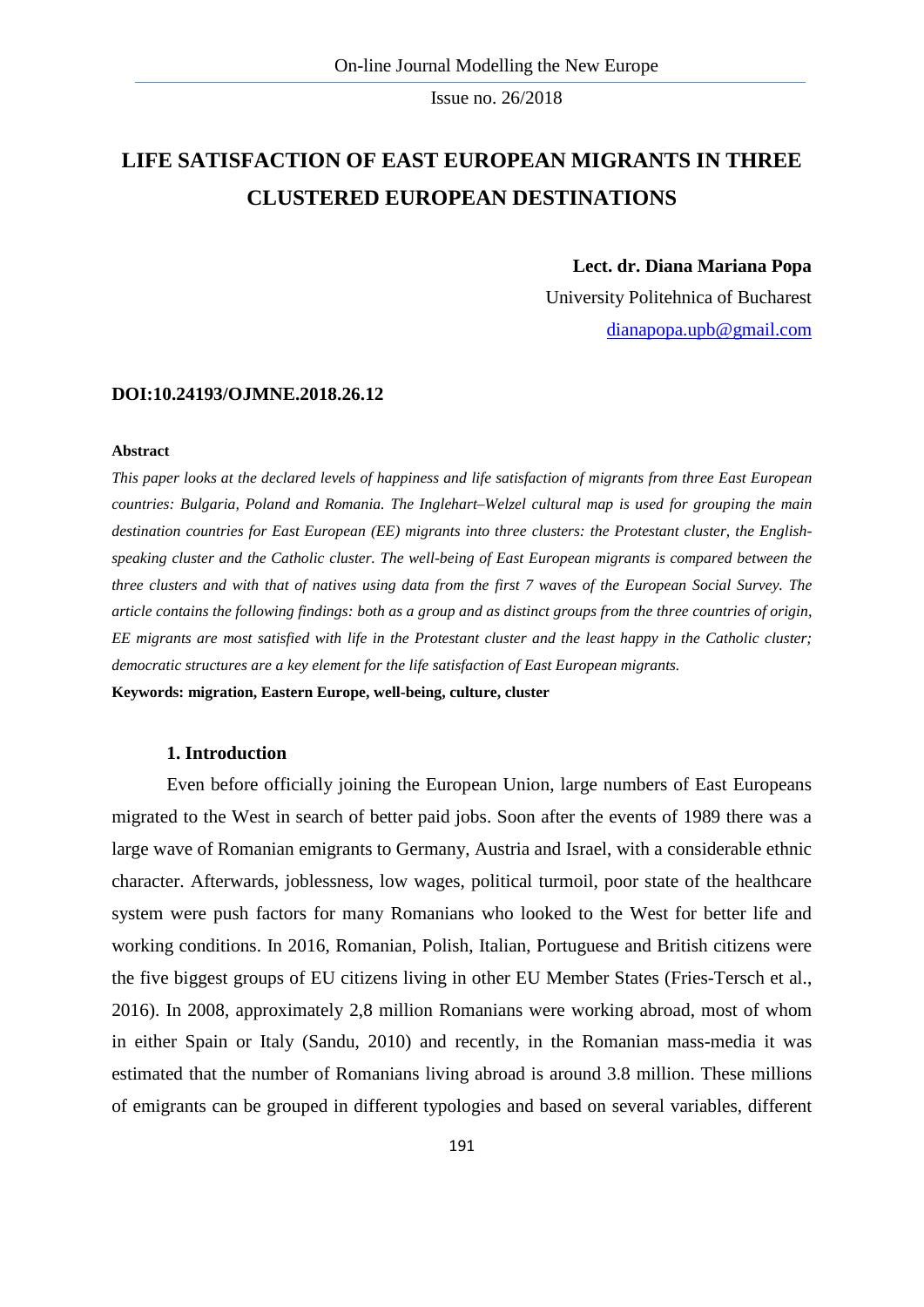# LIFE SATISFACTION OF EAST EUROPEAN MIGRANTS IN THREE CLUSTERED EUROPEAN DESTINATIONS

**Lect. dr. Diana Mariana Popa**

University Politehnica of Bucharest

dianapopa.upb@gmail.com

**DOI:10.24193/OJMNE.2018.26.12**

**Abstract**

*This paper looks at the declared levels of happiness and life satisfaction of migrants from three East European countries: Bulgaria, Poland and Romania. The Inglehart–Welzel cultural map is used for grouping the main destination countries for East European (EE) migrants into three clusters: the Protestant cluster, the English-speaking cluster and the Catholic cluster. The well-being of East European migrants is compared between the three clusters and with that of natives using data from the first 7 waves of the European Social Survey. The article contains the following findings: both as a group and as distinct groups from the three countries of origin, EE migrants are most satisfied with life in the Protestant cluster and the least happy in the Catholic cluster; democratic structures are a key element for the life satisfaction of East European migrants.*

**Keywords: migration, Eastern Europe, well-being, culture, cluster**

## 1. Introduction

Even before officially joining the European Union, large numbers of East Europeans migrated to the West in search of better paid jobs. Soon after the events of 1989 there was a large wave of Romanian emigrants to Germany, Austria and Israel, with a considerable ethnic character. Afterwards, joblessness, low wages, political turmoil, poor state of the healthcare system were push factors for many Romanians who looked to the West for better life and working conditions. In 2016, Romanian, Polish, Italian, Portuguese and British citizens were the five biggest groups of EU citizens living in other EU Member States (Fries-Tersch et al., 2016). In 2008, approximately 2,8 million Romanians were working abroad, most of whom in either Spain or Italy (Sandu, 2010) and recently, in the Romanian mass-media it was estimated that the number of Romanians living abroad is around 3.8 million. These millions of emigrants can be grouped in different typologies and based on several variables, different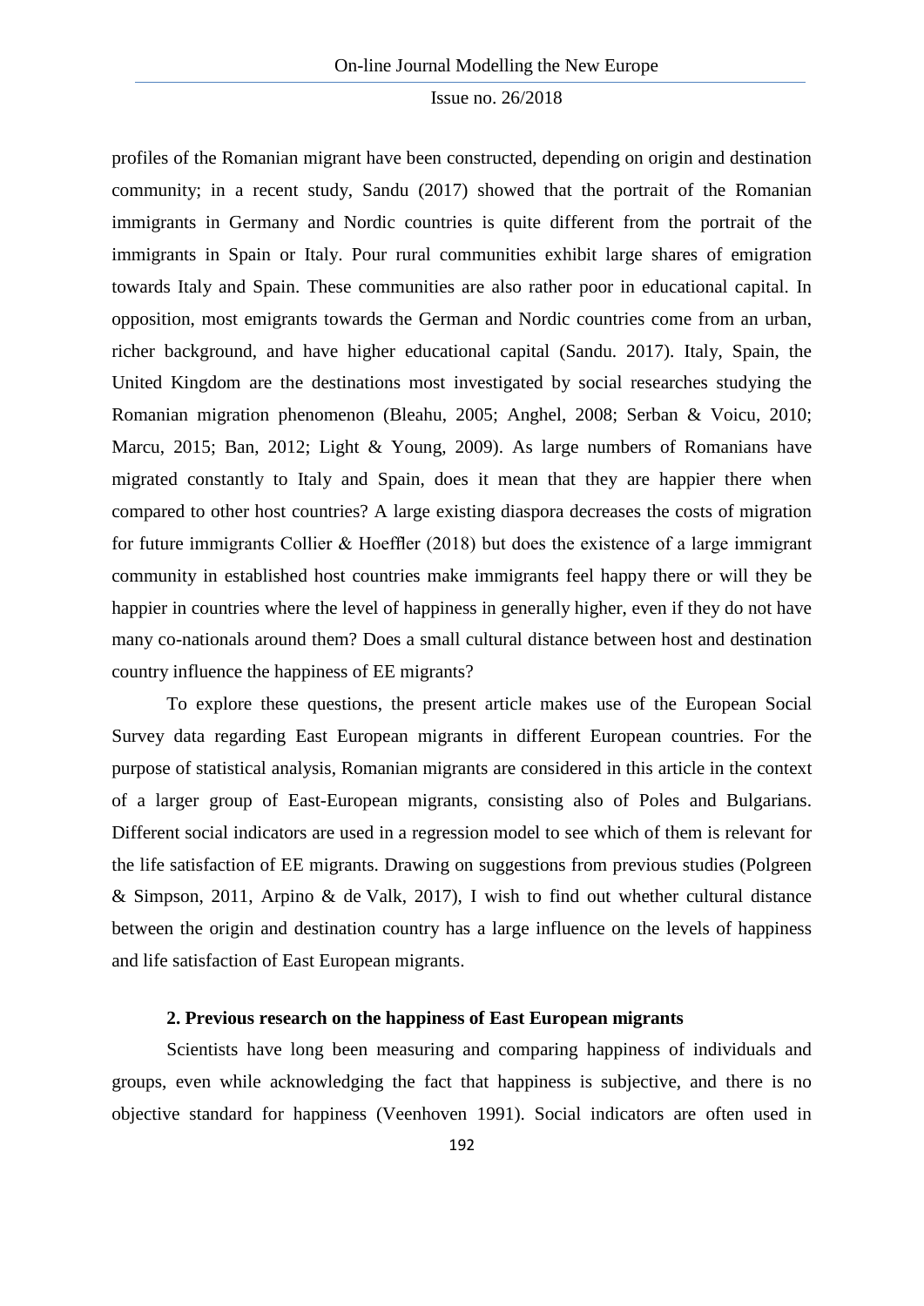profiles of the Romanian migrant have been constructed, depending on origin and destination community; in a recent study, Sandu (2017) showed that the portrait of the Romanian immigrants in Germany and Nordic countries is quite different from the portrait of the immigrants in Spain or Italy. Pour rural communities exhibit large shares of emigration towards Italy and Spain. These communities are also rather poor in educational capital. In opposition, most emigrants towards the German and Nordic countries come from an urban, richer background, and have higher educational capital (Sandu. 2017). Italy, Spain, the United Kingdom are the destinations most investigated by social researches studying the Romanian migration phenomenon (Bleahu, 2005; Anghel, 2008; Serban & Voicu, 2010; Marcu, 2015; Ban, 2012; Light & Young, 2009). As large numbers of Romanians have migrated constantly to Italy and Spain, does it mean that they are happier there when compared to other host countries? A large existing diaspora decreases the costs of migration for future immigrants Collier & Hoeffler (2018) but does the existence of a large immigrant community in established host countries make immigrants feel happy there or will they be happier in countries where the level of happiness in generally higher, even if they do not have many co-nationals around them? Does a small cultural distance between host and destination country influence the happiness of EE migrants?

To explore these questions, the present article makes use of the European Social Survey data regarding East European migrants in different European countries. For the purpose of statistical analysis, Romanian migrants are considered in this article in the context of a larger group of East-European migrants, consisting also of Poles and Bulgarians. Different social indicators are used in a regression model to see which of them is relevant for the life satisfaction of EE migrants. Drawing on suggestions from previous studies (Polgreen & Simpson, 2011, Arpino & de Valk, 2017), I wish to find out whether cultural distance between the origin and destination country has a large influence on the levels of happiness and life satisfaction of East European migrants.

## 2. Previous research on the happiness of East European migrants

Scientists have long been measuring and comparing happiness of individuals and groups, even while acknowledging the fact that happiness is subjective, and there is no objective standard for happiness (Veenhoven 1991). Social indicators are often used in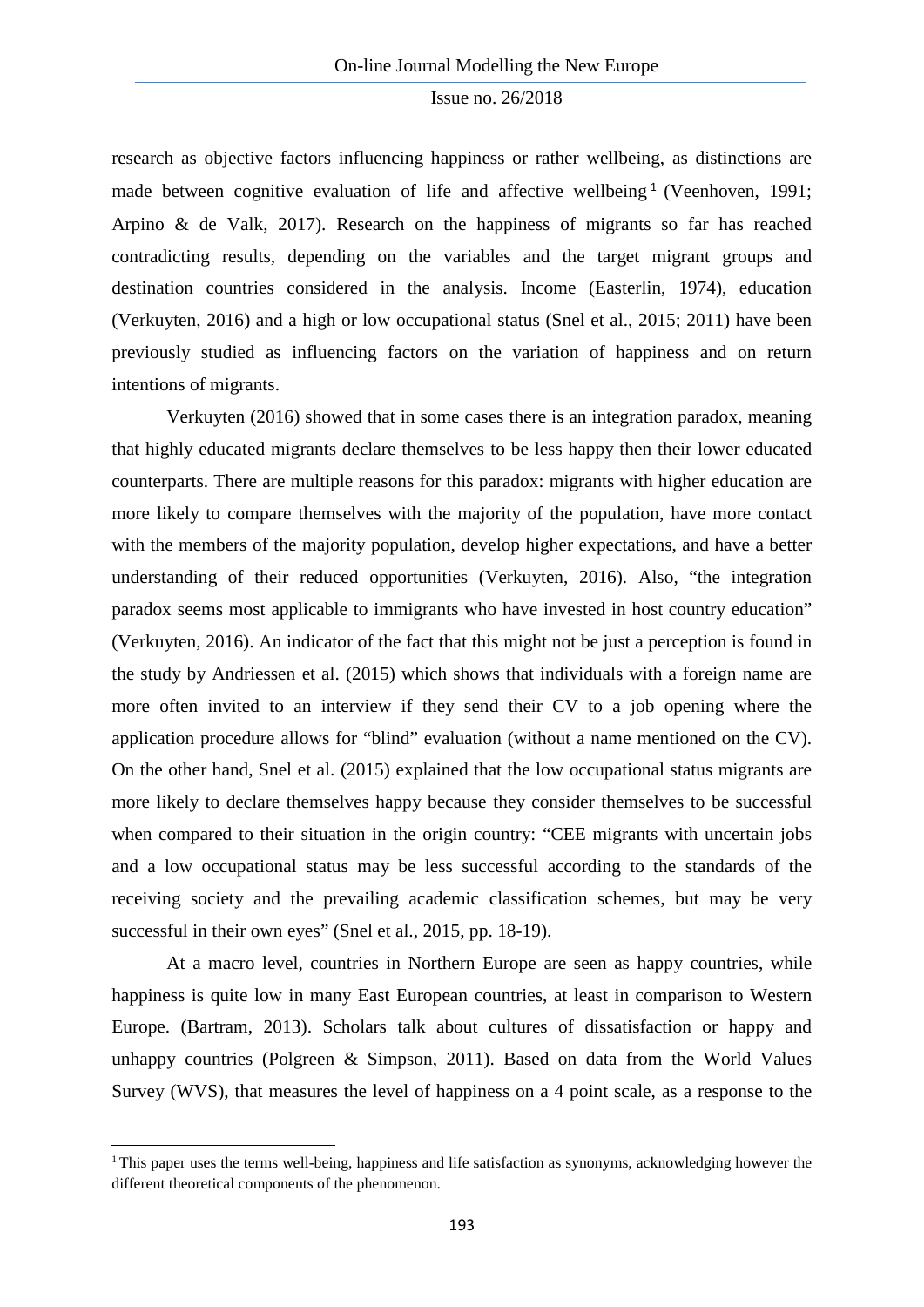research as objective factors influencing happiness or rather wellbeing, as distinctions are made between cognitive evaluation of life and affective wellbeing[1] (Veenhoven, 1991; Arpino & de Valk, 2017). Research on the happiness of migrants so far has reached contradicting results, depending on the variables and the target migrant groups and destination countries considered in the analysis. Income (Easterlin, 1974), education (Verkuyten, 2016) and a high or low occupational status (Snel et al., 2015; 2011) have been previously studied as influencing factors on the variation of happiness and on return intentions of migrants.

Verkuyten (2016) showed that in some cases there is an integration paradox, meaning that highly educated migrants declare themselves to be less happy then their lower educated counterparts. There are multiple reasons for this paradox: migrants with higher education are more likely to compare themselves with the majority of the population, have more contact with the members of the majority population, develop higher expectations, and have a better understanding of their reduced opportunities (Verkuyten, 2016). Also, "the integration paradox seems most applicable to immigrants who have invested in host country education" (Verkuyten, 2016). An indicator of the fact that this might not be just a perception is found in the study by Andriessen et al. (2015) which shows that individuals with a foreign name are more often invited to an interview if they send their CV to a job opening where the application procedure allows for "blind" evaluation (without a name mentioned on the CV). On the other hand, Snel et al. (2015) explained that the low occupational status migrants are more likely to declare themselves happy because they consider themselves to be successful when compared to their situation in the origin country: "CEE migrants with uncertain jobs and a low occupational status may be less successful according to the standards of the receiving society and the prevailing academic classification schemes, but may be very successful in their own eyes" (Snel et al., 2015, pp. 18-19).

At a macro level, countries in Northern Europe are seen as happy countries, while happiness is quite low in many East European countries, at least in comparison to Western Europe. (Bartram, 2013). Scholars talk about cultures of dissatisfaction or happy and unhappy countries (Polgreen & Simpson, 2011). Based on data from the World Values Survey (WVS), that measures the level of happiness on a 4 point scale, as a response to the

[1] This paper uses the terms well-being, happiness and life satisfaction as synonyms, acknowledging however the different theoretical components of the phenomenon.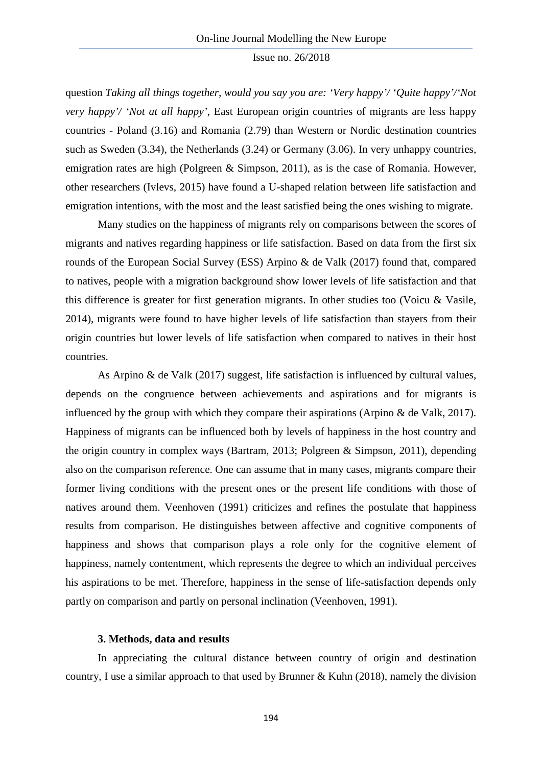question *Taking all things together, would you say you are: 'Very happy'/ 'Quite happy'/'Not very happy'/ 'Not at all happy'*, East European origin countries of migrants are less happy countries - Poland (3.16) and Romania (2.79) than Western or Nordic destination countries such as Sweden (3.34), the Netherlands (3.24) or Germany (3.06). In very unhappy countries, emigration rates are high (Polgreen & Simpson, 2011), as is the case of Romania. However, other researchers (Ivlevs, 2015) have found a U-shaped relation between life satisfaction and emigration intentions, with the most and the least satisfied being the ones wishing to migrate.

Many studies on the happiness of migrants rely on comparisons between the scores of migrants and natives regarding happiness or life satisfaction. Based on data from the first six rounds of the European Social Survey (ESS) Arpino & de Valk (2017) found that, compared to natives, people with a migration background show lower levels of life satisfaction and that this difference is greater for first generation migrants. In other studies too (Voicu & Vasile, 2014), migrants were found to have higher levels of life satisfaction than stayers from their origin countries but lower levels of life satisfaction when compared to natives in their host countries.

As Arpino & de Valk (2017) suggest, life satisfaction is influenced by cultural values, depends on the congruence between achievements and aspirations and for migrants is influenced by the group with which they compare their aspirations (Arpino & de Valk, 2017). Happiness of migrants can be influenced both by levels of happiness in the host country and the origin country in complex ways (Bartram, 2013; Polgreen & Simpson, 2011), depending also on the comparison reference. One can assume that in many cases, migrants compare their former living conditions with the present ones or the present life conditions with those of natives around them. Veenhoven (1991) criticizes and refines the postulate that happiness results from comparison. He distinguishes between affective and cognitive components of happiness and shows that comparison plays a role only for the cognitive element of happiness, namely contentment, which represents the degree to which an individual perceives his aspirations to be met. Therefore, happiness in the sense of life-satisfaction depends only partly on comparison and partly on personal inclination (Veenhoven, 1991).

### 3. Methods, data and results

In appreciating the cultural distance between country of origin and destination country, I use a similar approach to that used by Brunner & Kuhn (2018), namely the division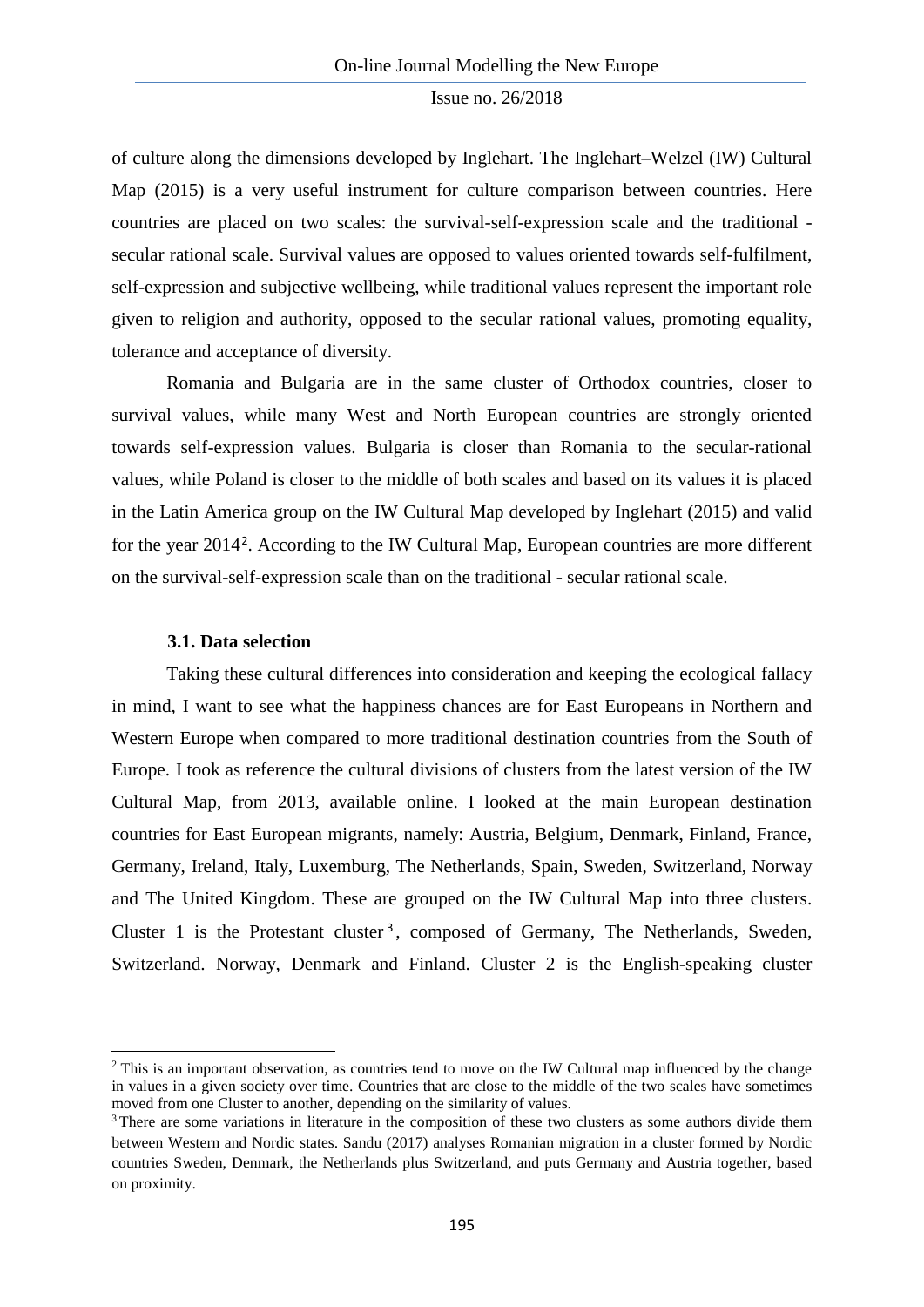of culture along the dimensions developed by Inglehart. The Inglehart–Welzel (IW) Cultural Map (2015) is a very useful instrument for culture comparison between countries. Here countries are placed on two scales: the survival-self-expression scale and the traditional - secular rational scale. Survival values are opposed to values oriented towards self-fulfilment, self-expression and subjective wellbeing, while traditional values represent the important role given to religion and authority, opposed to the secular rational values, promoting equality, tolerance and acceptance of diversity.

Romania and Bulgaria are in the same cluster of Orthodox countries, closer to survival values, while many West and North European countries are strongly oriented towards self-expression values. Bulgaria is closer than Romania to the secular-rational values, while Poland is closer to the middle of both scales and based on its values it is placed in the Latin America group on the IW Cultural Map developed by Inglehart (2015) and valid for the year 2014[2]. According to the IW Cultural Map, European countries are more different on the survival-self-expression scale than on the traditional - secular rational scale.

### 3.1. Data selection

Taking these cultural differences into consideration and keeping the ecological fallacy in mind, I want to see what the happiness chances are for East Europeans in Northern and Western Europe when compared to more traditional destination countries from the South of Europe. I took as reference the cultural divisions of clusters from the latest version of the IW Cultural Map, from 2013, available online. I looked at the main European destination countries for East European migrants, namely: Austria, Belgium, Denmark, Finland, France, Germany, Ireland, Italy, Luxemburg, The Netherlands, Spain, Sweden, Switzerland, Norway and The United Kingdom. These are grouped on the IW Cultural Map into three clusters. Cluster 1 is the Protestant cluster[3], composed of Germany, The Netherlands, Sweden, Switzerland. Norway, Denmark and Finland. Cluster 2 is the English-speaking cluster

[2] This is an important observation, as countries tend to move on the IW Cultural map influenced by the change in values in a given society over time. Countries that are close to the middle of the two scales have sometimes moved from one Cluster to another, depending on the similarity of values.

[3] There are some variations in literature in the composition of these two clusters as some authors divide them between Western and Nordic states. Sandu (2017) analyses Romanian migration in a cluster formed by Nordic countries Sweden, Denmark, the Netherlands plus Switzerland, and puts Germany and Austria together, based on proximity.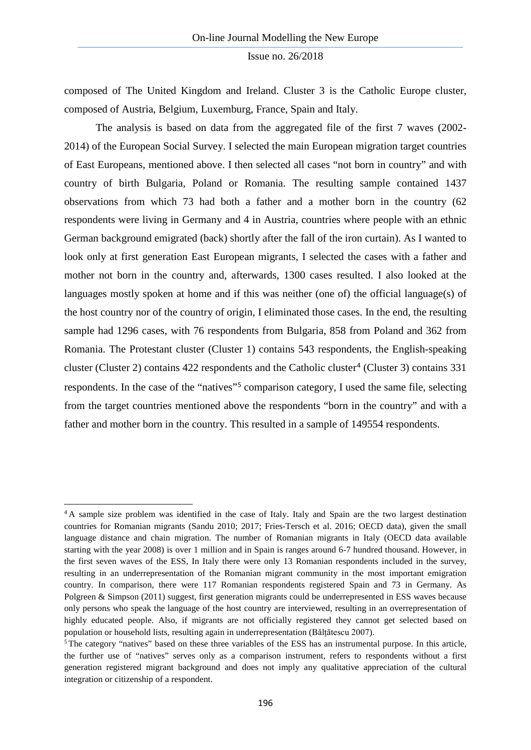composed of The United Kingdom and Ireland. Cluster 3 is the Catholic Europe cluster, composed of Austria, Belgium, Luxemburg, France, Spain and Italy.

The analysis is based on data from the aggregated file of the first 7 waves (2002-2014) of the European Social Survey. I selected the main European migration target countries of East Europeans, mentioned above. I then selected all cases "not born in country" and with country of birth Bulgaria, Poland or Romania. The resulting sample contained 1437 observations from which 73 had both a father and a mother born in the country (62 respondents were living in Germany and 4 in Austria, countries where people with an ethnic German background emigrated (back) shortly after the fall of the iron curtain). As I wanted to look only at first generation East European migrants, I selected the cases with a father and mother not born in the country and, afterwards, 1300 cases resulted. I also looked at the languages mostly spoken at home and if this was neither (one of) the official language(s) of the host country nor of the country of origin, I eliminated those cases. In the end, the resulting sample had 1296 cases, with 76 respondents from Bulgaria, 858 from Poland and 362 from Romania. The Protestant cluster (Cluster 1) contains 543 respondents, the English-speaking cluster (Cluster 2) contains 422 respondents and the Catholic cluster[4] (Cluster 3) contains 331 respondents. In the case of the "natives"[5] comparison category, I used the same file, selecting from the target countries mentioned above the respondents "born in the country" and with a father and mother born in the country. This resulted in a sample of 149554 respondents.

---

[4] A sample size problem was identified in the case of Italy. Italy and Spain are the two largest destination countries for Romanian migrants (Sandu 2010; 2017; Fries-Tersch et al. 2016; OECD data), given the small language distance and chain migration. The number of Romanian migrants in Italy (OECD data available starting with the year 2008) is over 1 million and in Spain is ranges around 6-7 hundred thousand. However, in the first seven waves of the ESS, In Italy there were only 13 Romanian respondents included in the survey, resulting in an underrepresentation of the Romanian migrant community in the most important emigration country. In comparison, there were 117 Romanian respondents registered Spain and 73 in Germany. As Polgreen & Simpson (2011) suggest, first generation migrants could be underrepresented in ESS waves because only persons who speak the language of the host country are interviewed, resulting in an overrepresentation of highly educated people. Also, if migrants are not officially registered they cannot get selected based on population or household lists, resulting again in underrepresentation (Bălțătescu 2007).

[5] The category "natives" based on these three variables of the ESS has an instrumental purpose. In this article, the further use of "natives" serves only as a comparison instrument, refers to respondents without a first generation registered migrant background and does not imply any qualitative appreciation of the cultural integration or citizenship of a respondent.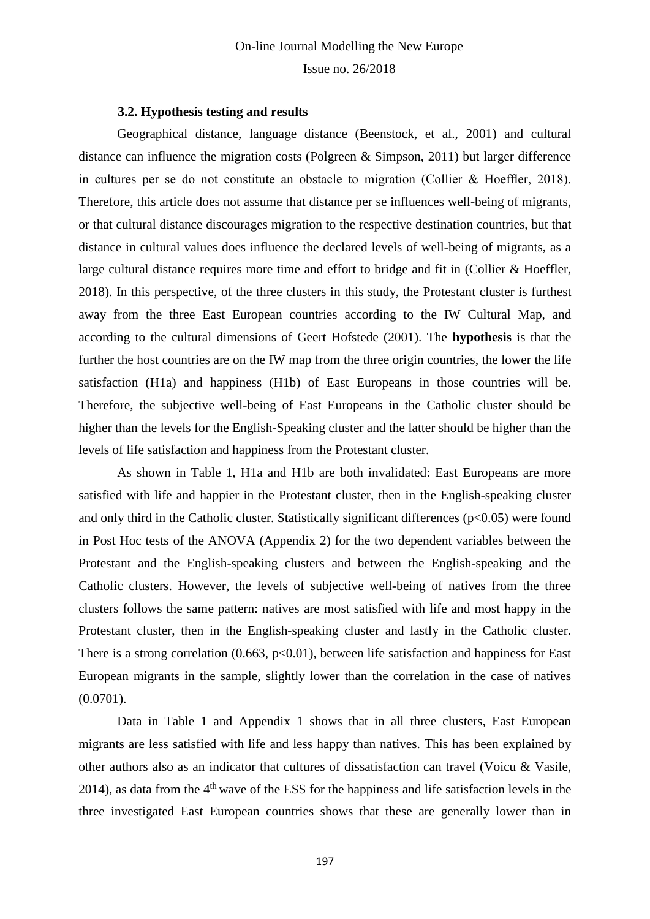### 3.2. Hypothesis testing and results

Geographical distance, language distance (Beenstock, et al., 2001) and cultural distance can influence the migration costs (Polgreen & Simpson, 2011) but larger difference in cultures per se do not constitute an obstacle to migration (Collier & Hoeffler, 2018). Therefore, this article does not assume that distance per se influences well-being of migrants, or that cultural distance discourages migration to the respective destination countries, but that distance in cultural values does influence the declared levels of well-being of migrants, as a large cultural distance requires more time and effort to bridge and fit in (Collier & Hoeffler, 2018). In this perspective, of the three clusters in this study, the Protestant cluster is furthest away from the three East European countries according to the IW Cultural Map, and according to the cultural dimensions of Geert Hofstede (2001). The **hypothesis** is that the further the host countries are on the IW map from the three origin countries, the lower the life satisfaction (H1a) and happiness (H1b) of East Europeans in those countries will be. Therefore, the subjective well-being of East Europeans in the Catholic cluster should be higher than the levels for the English-Speaking cluster and the latter should be higher than the levels of life satisfaction and happiness from the Protestant cluster.

As shown in Table 1, H1a and H1b are both invalidated: East Europeans are more satisfied with life and happier in the Protestant cluster, then in the English-speaking cluster and only third in the Catholic cluster. Statistically significant differences ($p<0.05$) were found in Post Hoc tests of the ANOVA (Appendix 2) for the two dependent variables between the Protestant and the English-speaking clusters and between the English-speaking and the Catholic clusters. However, the levels of subjective well-being of natives from the three clusters follows the same pattern: natives are most satisfied with life and most happy in the Protestant cluster, then in the English-speaking cluster and lastly in the Catholic cluster. There is a strong correlation (0.663, $p<0.01$), between life satisfaction and happiness for East European migrants in the sample, slightly lower than the correlation in the case of natives (0.0701).

Data in Table 1 and Appendix 1 shows that in all three clusters, East European migrants are less satisfied with life and less happy than natives. This has been explained by other authors also as an indicator that cultures of dissatisfaction can travel (Voicu & Vasile, 2014), as data from the 4th wave of the ESS for the happiness and life satisfaction levels in the three investigated East European countries shows that these are generally lower than in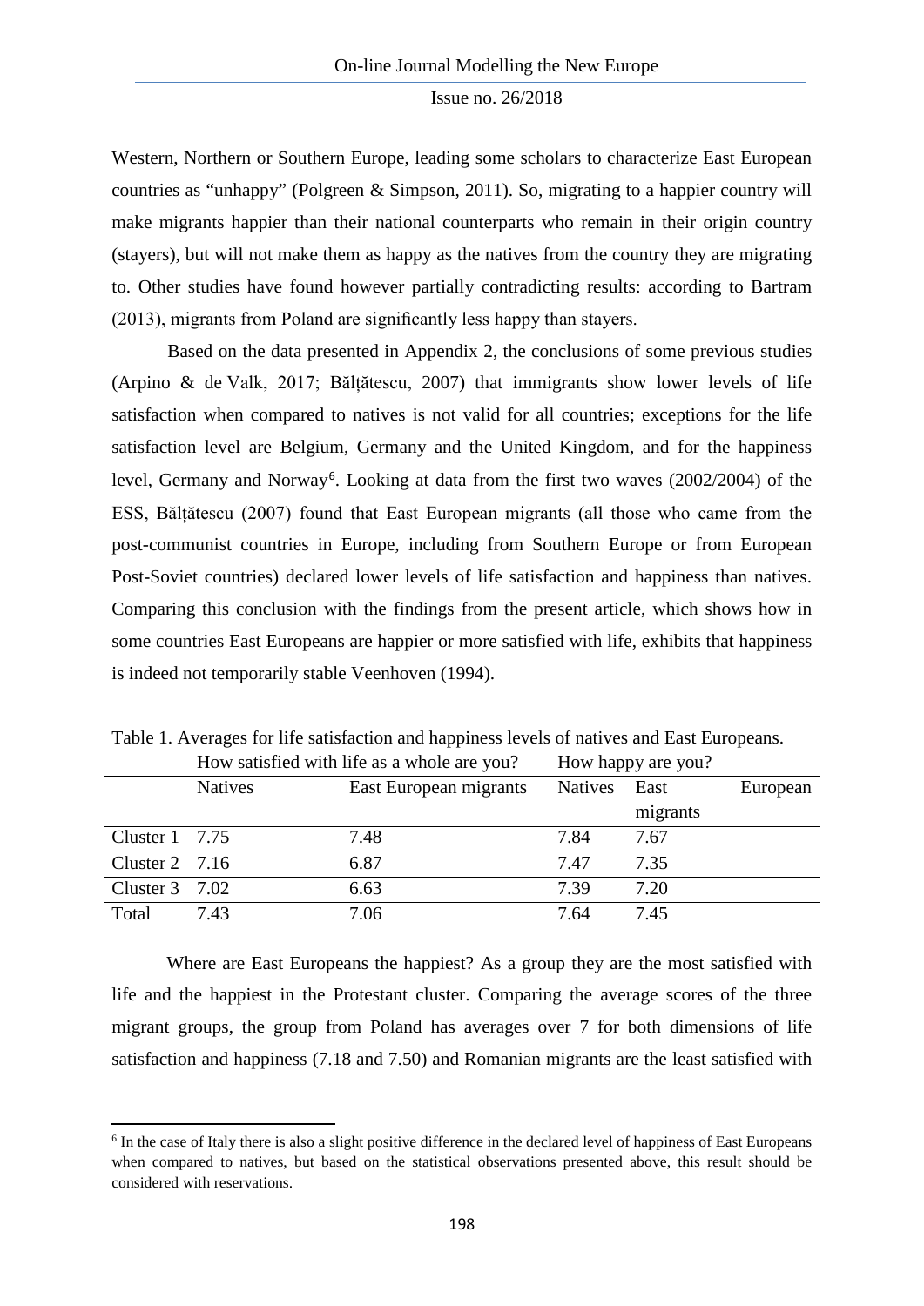Western, Northern or Southern Europe, leading some scholars to characterize East European countries as "unhappy" (Polgreen & Simpson, 2011). So, migrating to a happier country will make migrants happier than their national counterparts who remain in their origin country (stayers), but will not make them as happy as the natives from the country they are migrating to. Other studies have found however partially contradicting results: according to Bartram (2013), migrants from Poland are significantly less happy than stayers.

Based on the data presented in Appendix 2, the conclusions of some previous studies (Arpino & de Valk, 2017; Bălțătescu, 2007) that immigrants show lower levels of life satisfaction when compared to natives is not valid for all countries; exceptions for the life satisfaction level are Belgium, Germany and the United Kingdom, and for the happiness level, Germany and Norway[6]. Looking at data from the first two waves (2002/2004) of the ESS, Bălțătescu (2007) found that East European migrants (all those who came from the post-communist countries in Europe, including from Southern Europe or from European Post-Soviet countries) declared lower levels of life satisfaction and happiness than natives. Comparing this conclusion with the findings from the present article, which shows how in some countries East Europeans are happier or more satisfied with life, exhibits that happiness is indeed not temporarily stable Veenhoven (1994).

Table 1. Averages for life satisfaction and happiness levels of natives and East Europeans.

| | How satisfied with life as a whole are you? | | How happy are you? | |
|---|---|---|---|---|
| | Natives | East European migrants | Natives | East European migrants |
| Cluster 1 | 7.75 | 7.48 | 7.84 | 7.67 |
| Cluster 2 | 7.16 | 6.87 | 7.47 | 7.35 |
| Cluster 3 | 7.02 | 6.63 | 7.39 | 7.20 |
| Total | 7.43 | 7.06 | 7.64 | 7.45 |

Where are East Europeans the happiest? As a group they are the most satisfied with life and the happiest in the Protestant cluster. Comparing the average scores of the three migrant groups, the group from Poland has averages over 7 for both dimensions of life satisfaction and happiness (7.18 and 7.50) and Romanian migrants are the least satisfied with

[6] In the case of Italy there is also a slight positive difference in the declared level of happiness of East Europeans when compared to natives, but based on the statistical observations presented above, this result should be considered with reservations.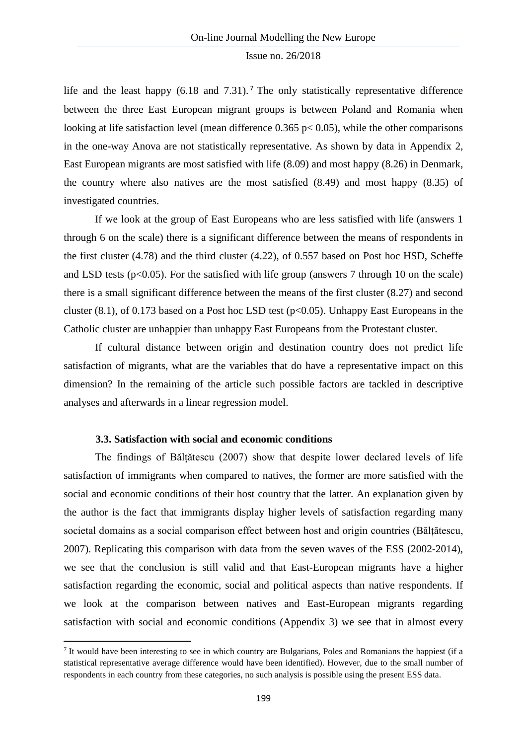life and the least happy (6.18 and 7.31).[7] The only statistically representative difference between the three East European migrant groups is between Poland and Romania when looking at life satisfaction level (mean difference 0.365 $p < 0.05$), while the other comparisons in the one-way Anova are not statistically representative. As shown by data in Appendix 2, East European migrants are most satisfied with life (8.09) and most happy (8.26) in Denmark, the country where also natives are the most satisfied (8.49) and most happy (8.35) of investigated countries.

If we look at the group of East Europeans who are less satisfied with life (answers 1 through 6 on the scale) there is a significant difference between the means of respondents in the first cluster (4.78) and the third cluster (4.22), of 0.557 based on Post hoc HSD, Scheffe and LSD tests ($p<0.05$). For the satisfied with life group (answers 7 through 10 on the scale) there is a small significant difference between the means of the first cluster (8.27) and second cluster (8.1), of 0.173 based on a Post hoc LSD test ($p<0.05$). Unhappy East Europeans in the Catholic cluster are unhappier than unhappy East Europeans from the Protestant cluster.

If cultural distance between origin and destination country does not predict life satisfaction of migrants, what are the variables that do have a representative impact on this dimension? In the remaining of the article such possible factors are tackled in descriptive analyses and afterwards in a linear regression model.

### 3.3. Satisfaction with social and economic conditions

The findings of Bălțătescu (2007) show that despite lower declared levels of life satisfaction of immigrants when compared to natives, the former are more satisfied with the social and economic conditions of their host country that the latter. An explanation given by the author is the fact that immigrants display higher levels of satisfaction regarding many societal domains as a social comparison effect between host and origin countries (Bălțătescu, 2007). Replicating this comparison with data from the seven waves of the ESS (2002-2014), we see that the conclusion is still valid and that East-European migrants have a higher satisfaction regarding the economic, social and political aspects than native respondents. If we look at the comparison between natives and East-European migrants regarding satisfaction with social and economic conditions (Appendix 3) we see that in almost every

[7] It would have been interesting to see in which country are Bulgarians, Poles and Romanians the happiest (if a statistical representative average difference would have been identified). However, due to the small number of respondents in each country from these categories, no such analysis is possible using the present ESS data.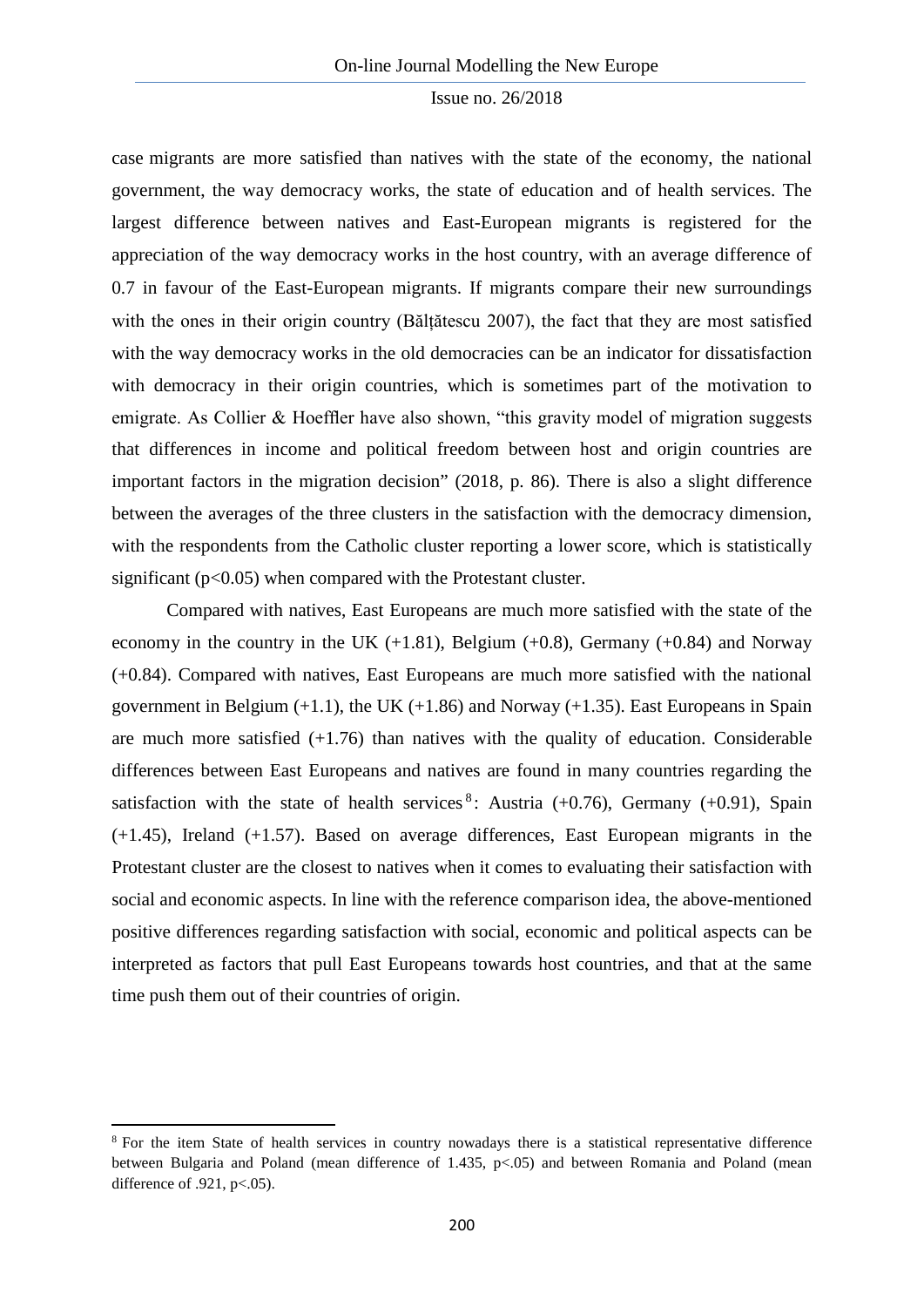case migrants are more satisfied than natives with the state of the economy, the national government, the way democracy works, the state of education and of health services. The largest difference between natives and East-European migrants is registered for the appreciation of the way democracy works in the host country, with an average difference of 0.7 in favour of the East-European migrants. If migrants compare their new surroundings with the ones in their origin country (Bălțătescu 2007), the fact that they are most satisfied with the way democracy works in the old democracies can be an indicator for dissatisfaction with democracy in their origin countries, which is sometimes part of the motivation to emigrate. As Collier & Hoeffler have also shown, "this gravity model of migration suggests that differences in income and political freedom between host and origin countries are important factors in the migration decision" (2018, p. 86). There is also a slight difference between the averages of the three clusters in the satisfaction with the democracy dimension, with the respondents from the Catholic cluster reporting a lower score, which is statistically significant ($p<0.05$) when compared with the Protestant cluster.

Compared with natives, East Europeans are much more satisfied with the state of the economy in the country in the UK (+1.81), Belgium (+0.8), Germany (+0.84) and Norway (+0.84). Compared with natives, East Europeans are much more satisfied with the national government in Belgium (+1.1), the UK (+1.86) and Norway (+1.35). East Europeans in Spain are much more satisfied (+1.76) than natives with the quality of education. Considerable differences between East Europeans and natives are found in many countries regarding the satisfaction with the state of health services[8]: Austria (+0.76), Germany (+0.91), Spain (+1.45), Ireland (+1.57). Based on average differences, East European migrants in the Protestant cluster are the closest to natives when it comes to evaluating their satisfaction with social and economic aspects. In line with the reference comparison idea, the above-mentioned positive differences regarding satisfaction with social, economic and political aspects can be interpreted as factors that pull East Europeans towards host countries, and that at the same time push them out of their countries of origin.

[8] For the item State of health services in country nowadays there is a statistical representative difference between Bulgaria and Poland (mean difference of 1.435, $p<.05$) and between Romania and Poland (mean difference of .921, $p<.05$).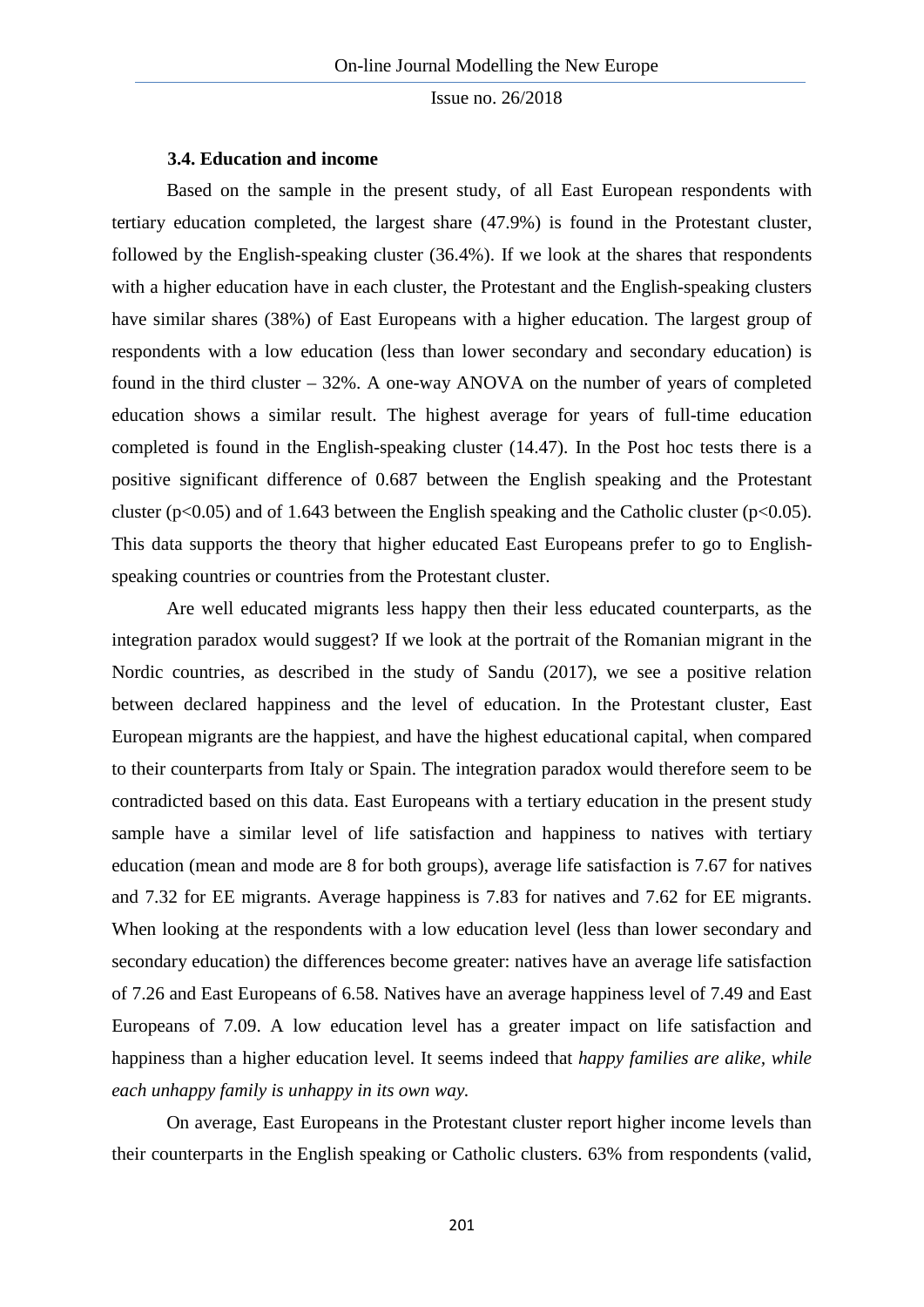### 3.4. Education and income

Based on the sample in the present study, of all East European respondents with tertiary education completed, the largest share (47.9%) is found in the Protestant cluster, followed by the English-speaking cluster (36.4%). If we look at the shares that respondents with a higher education have in each cluster, the Protestant and the English-speaking clusters have similar shares (38%) of East Europeans with a higher education. The largest group of respondents with a low education (less than lower secondary and secondary education) is found in the third cluster – 32%. A one-way ANOVA on the number of years of completed education shows a similar result. The highest average for years of full-time education completed is found in the English-speaking cluster (14.47). In the Post hoc tests there is a positive significant difference of 0.687 between the English speaking and the Protestant cluster ($p<0.05$) and of 1.643 between the English speaking and the Catholic cluster ($p<0.05$). This data supports the theory that higher educated East Europeans prefer to go to English-speaking countries or countries from the Protestant cluster.

Are well educated migrants less happy then their less educated counterparts, as the integration paradox would suggest? If we look at the portrait of the Romanian migrant in the Nordic countries, as described in the study of Sandu (2017), we see a positive relation between declared happiness and the level of education. In the Protestant cluster, East European migrants are the happiest, and have the highest educational capital, when compared to their counterparts from Italy or Spain. The integration paradox would therefore seem to be contradicted based on this data. East Europeans with a tertiary education in the present study sample have a similar level of life satisfaction and happiness to natives with tertiary education (mean and mode are 8 for both groups), average life satisfaction is 7.67 for natives and 7.32 for EE migrants. Average happiness is 7.83 for natives and 7.62 for EE migrants. When looking at the respondents with a low education level (less than lower secondary and secondary education) the differences become greater: natives have an average life satisfaction of 7.26 and East Europeans of 6.58. Natives have an average happiness level of 7.49 and East Europeans of 7.09. A low education level has a greater impact on life satisfaction and happiness than a higher education level. It seems indeed that *happy families are alike, while each unhappy family is unhappy in its own way.*

On average, East Europeans in the Protestant cluster report higher income levels than their counterparts in the English speaking or Catholic clusters. 63% from respondents (valid,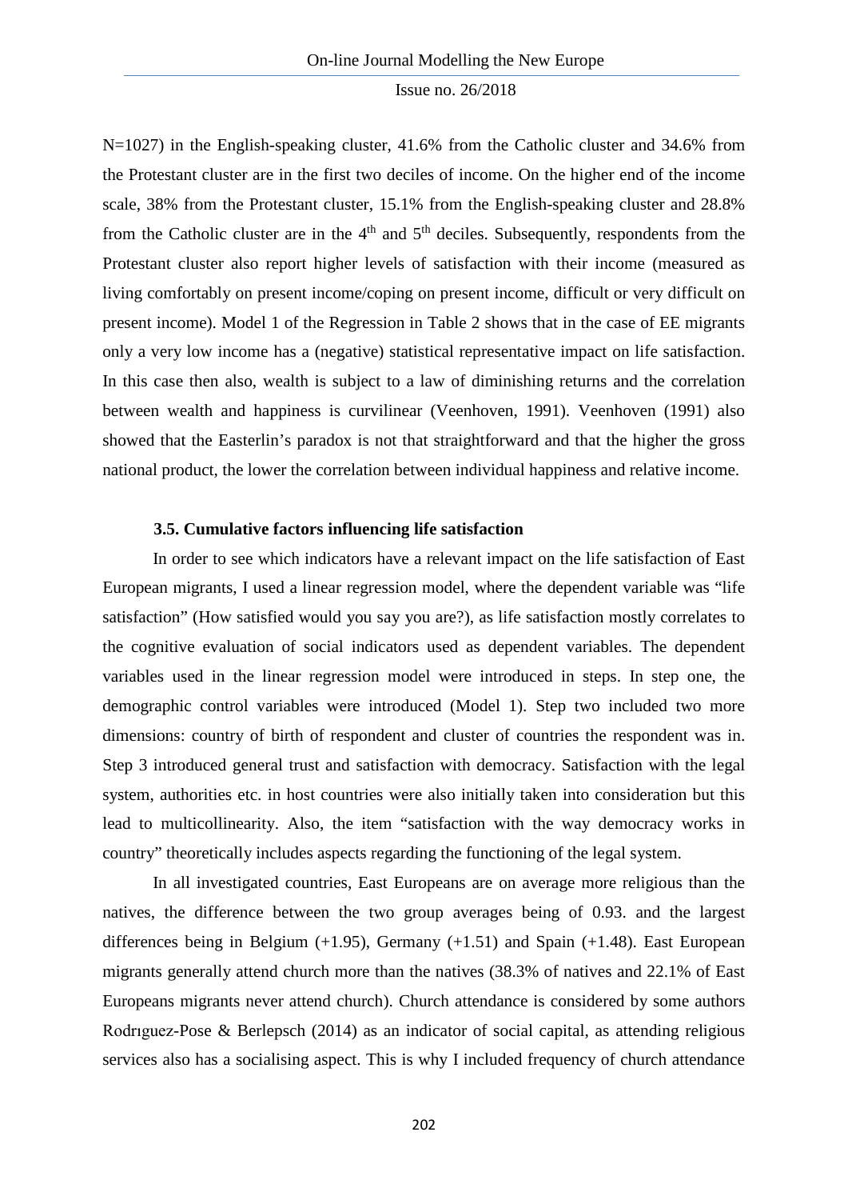N=1027) in the English-speaking cluster, 41.6% from the Catholic cluster and 34.6% from the Protestant cluster are in the first two deciles of income. On the higher end of the income scale, 38% from the Protestant cluster, 15.1% from the English-speaking cluster and 28.8% from the Catholic cluster are in the 4th and 5th deciles. Subsequently, respondents from the Protestant cluster also report higher levels of satisfaction with their income (measured as living comfortably on present income/coping on present income, difficult or very difficult on present income). Model 1 of the Regression in Table 2 shows that in the case of EE migrants only a very low income has a (negative) statistical representative impact on life satisfaction. In this case then also, wealth is subject to a law of diminishing returns and the correlation between wealth and happiness is curvilinear (Veenhoven, 1991). Veenhoven (1991) also showed that the Easterlin's paradox is not that straightforward and that the higher the gross national product, the lower the correlation between individual happiness and relative income.

### 3.5. Cumulative factors influencing life satisfaction

In order to see which indicators have a relevant impact on the life satisfaction of East European migrants, I used a linear regression model, where the dependent variable was "life satisfaction" (How satisfied would you say you are?), as life satisfaction mostly correlates to the cognitive evaluation of social indicators used as dependent variables. The dependent variables used in the linear regression model were introduced in steps. In step one, the demographic control variables were introduced (Model 1). Step two included two more dimensions: country of birth of respondent and cluster of countries the respondent was in. Step 3 introduced general trust and satisfaction with democracy. Satisfaction with the legal system, authorities etc. in host countries were also initially taken into consideration but this lead to multicollinearity. Also, the item "satisfaction with the way democracy works in country" theoretically includes aspects regarding the functioning of the legal system.

In all investigated countries, East Europeans are on average more religious than the natives, the difference between the two group averages being of 0.93. and the largest differences being in Belgium (+1.95), Germany (+1.51) and Spain (+1.48). East European migrants generally attend church more than the natives (38.3% of natives and 22.1% of East Europeans migrants never attend church). Church attendance is considered by some authors Rodrıguez-Pose & Berlepsch (2014) as an indicator of social capital, as attending religious services also has a socialising aspect. This is why I included frequency of church attendance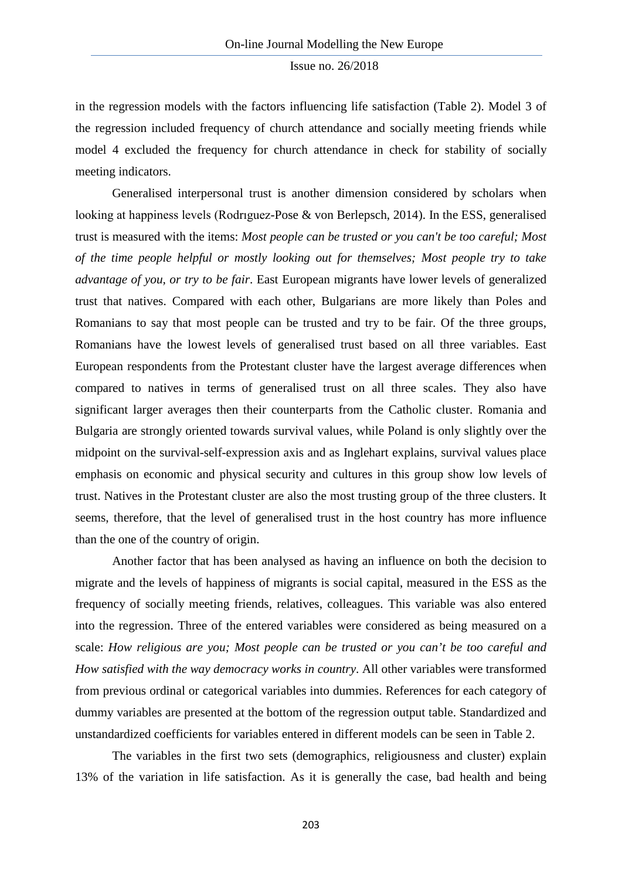in the regression models with the factors influencing life satisfaction (Table 2). Model 3 of the regression included frequency of church attendance and socially meeting friends while model 4 excluded the frequency for church attendance in check for stability of socially meeting indicators.

Generalised interpersonal trust is another dimension considered by scholars when looking at happiness levels (Rodrıguez-Pose & von Berlepsch, 2014). In the ESS, generalised trust is measured with the items: *Most people can be trusted or you can't be too careful; Most of the time people helpful or mostly looking out for themselves; Most people try to take advantage of you, or try to be fair*. East European migrants have lower levels of generalized trust that natives. Compared with each other, Bulgarians are more likely than Poles and Romanians to say that most people can be trusted and try to be fair. Of the three groups, Romanians have the lowest levels of generalised trust based on all three variables. East European respondents from the Protestant cluster have the largest average differences when compared to natives in terms of generalised trust on all three scales. They also have significant larger averages then their counterparts from the Catholic cluster. Romania and Bulgaria are strongly oriented towards survival values, while Poland is only slightly over the midpoint on the survival-self-expression axis and as Inglehart explains, survival values place emphasis on economic and physical security and cultures in this group show low levels of trust. Natives in the Protestant cluster are also the most trusting group of the three clusters. It seems, therefore, that the level of generalised trust in the host country has more influence than the one of the country of origin.

Another factor that has been analysed as having an influence on both the decision to migrate and the levels of happiness of migrants is social capital, measured in the ESS as the frequency of socially meeting friends, relatives, colleagues. This variable was also entered into the regression. Three of the entered variables were considered as being measured on a scale: *How religious are you; Most people can be trusted or you can't be too careful and How satisfied with the way democracy works in country*. All other variables were transformed from previous ordinal or categorical variables into dummies. References for each category of dummy variables are presented at the bottom of the regression output table. Standardized and unstandardized coefficients for variables entered in different models can be seen in Table 2.

The variables in the first two sets (demographics, religiousness and cluster) explain 13% of the variation in life satisfaction. As it is generally the case, bad health and being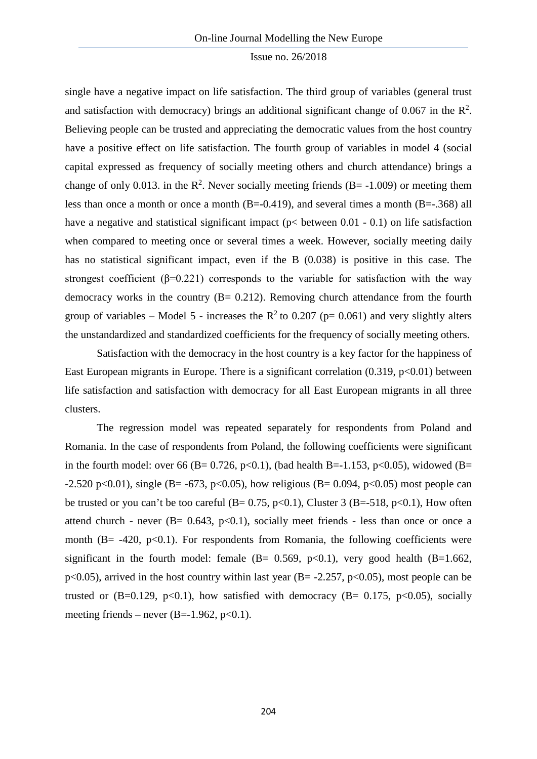single have a negative impact on life satisfaction. The third group of variables (general trust and satisfaction with democracy) brings an additional significant change of 0.067 in the $R^2$. Believing people can be trusted and appreciating the democratic values from the host country have a positive effect on life satisfaction. The fourth group of variables in model 4 (social capital expressed as frequency of socially meeting others and church attendance) brings a change of only 0.013. in the $R^2$. Never socially meeting friends (B= -1.009) or meeting them less than once a month or once a month (B=-0.419), and several times a month (B=-.368) all have a negative and statistical significant impact (p< between 0.01 - 0.1) on life satisfaction when compared to meeting once or several times a week. However, socially meeting daily has no statistical significant impact, even if the B (0.038) is positive in this case. The strongest coefficient ($\beta$=0.221) corresponds to the variable for satisfaction with the way democracy works in the country (B= 0.212). Removing church attendance from the fourth group of variables – Model 5 - increases the $R^2$ to 0.207 (p= 0.061) and very slightly alters the unstandardized and standardized coefficients for the frequency of socially meeting others.

Satisfaction with the democracy in the host country is a key factor for the happiness of East European migrants in Europe. There is a significant correlation (0.319, $p<0.01$) between life satisfaction and satisfaction with democracy for all East European migrants in all three clusters.

The regression model was repeated separately for respondents from Poland and Romania. In the case of respondents from Poland, the following coefficients were significant in the fourth model: over 66 (B= 0.726, $p<0.1$), (bad health B=-1.153, $p<0.05$), widowed (B= -2.520 $p<0.01$), single (B= -673, $p<0.05$), how religious (B= 0.094, $p<0.05$) most people can be trusted or you can't be too careful (B= 0.75, $p<0.1$), Cluster 3 (B=-518, $p<0.1$), How often attend church - never (B= 0.643, $p<0.1$), socially meet friends - less than once or once a month (B= -420, $p<0.1$). For respondents from Romania, the following coefficients were significant in the fourth model: female (B= 0.569, $p<0.1$), very good health (B=1.662, $p<0.05$), arrived in the host country within last year (B= -2.257, $p<0.05$), most people can be trusted or (B=0.129, $p<0.1$), how satisfied with democracy (B= 0.175, $p<0.05$), socially meeting friends – never (B=-1.962, $p<0.1$).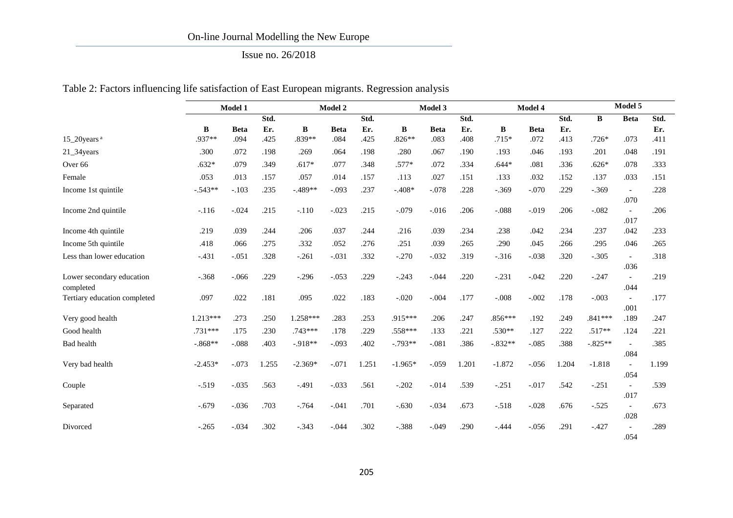Table 2: Factors influencing life satisfaction of East European migrants. Regression analysis

| | Model 1 | | | Model 2 | | | Model 3 | | | Model 4 | | | Model 5 | | |
|---|---|---|---|---|---|---|---|---|---|---|---|---|---|---|---|
| | B | Beta | Std. Er. | B | Beta | Std. Er. | B | Beta | Std. Er. | B | Beta | Std. Er. | B | Beta | Std. Er. |
| 15_20years [a] | .937** | .094 | .425 | .839** | .084 | .425 | .826** | .083 | .408 | .715* | .072 | .413 | .726* | .073 | .411 |
| 21_34years | .300 | .072 | .198 | .269 | .064 | .198 | .280 | .067 | .190 | .193 | .046 | .193 | .201 | .048 | .191 |
| Over 66 | .632* | .079 | .349 | .617* | .077 | .348 | .577* | .072 | .334 | .644* | .081 | .336 | .626* | .078 | .333 |
| Female | .053 | .013 | .157 | .057 | .014 | .157 | .113 | .027 | .151 | .133 | .032 | .152 | .137 | .033 | .151 |
| Income 1st quintile | -.543** | -.103 | .235 | -.489** | -.093 | .237 | -.408* | -.078 | .228 | -.369 | -.070 | .229 | -.369 | -.070 | .228 |
| Income 2nd quintile | -.116 | -.024 | .215 | -.110 | -.023 | .215 | -.079 | -.016 | .206 | -.088 | -.019 | .206 | -.082 | -.017 | .206 |
| Income 4th quintile | .219 | .039 | .244 | .206 | .037 | .244 | .216 | .039 | .234 | .238 | .042 | .234 | .237 | .042 | .233 |
| Income 5th quintile | .418 | .066 | .275 | .332 | .052 | .276 | .251 | .039 | .265 | .290 | .045 | .266 | .295 | .046 | .265 |
| Less than lower education | -.431 | -.051 | .328 | -.261 | -.031 | .332 | -.270 | -.032 | .319 | -.316 | -.038 | .320 | -.305 | -.036 | .318 |
| Lower secondary education completed | -.368 | -.066 | .229 | -.296 | -.053 | .229 | -.243 | -.044 | .220 | -.231 | -.042 | .220 | -.247 | -.044 | .219 |
| Tertiary education completed | .097 | .022 | .181 | .095 | .022 | .183 | -.020 | -.004 | .177 | -.008 | -.002 | .178 | -.003 | -.001 | .177 |
| Very good health | 1.213*** | .273 | .250 | 1.258*** | .283 | .253 | .915*** | .206 | .247 | .856*** | .192 | .249 | .841*** | .189 | .247 |
| Good health | .731*** | .175 | .230 | .743*** | .178 | .229 | .558*** | .133 | .221 | .530** | .127 | .222 | .517** | .124 | .221 |
| Bad health | -.868** | -.088 | .403 | -.918** | -.093 | .402 | -.793** | -.081 | .386 | -.832** | -.085 | .388 | -.825** | -.084 | .385 |
| Very bad health | -2.453* | -.073 | 1.255 | -2.369* | -.071 | 1.251 | -1.965* | -.059 | 1.201 | -1.872 | -.056 | 1.204 | -1.818 | -.054 | 1.199 |
| Couple | -.519 | -.035 | .563 | -.491 | -.033 | .561 | -.202 | -.014 | .539 | -.251 | -.017 | .542 | -.251 | -.017 | .539 |
| Separated | -.679 | -.036 | .703 | -.764 | -.041 | .701 | -.630 | -.034 | .673 | -.518 | -.028 | .676 | -.525 | -.028 | .673 |
| Divorced | -.265 | -.034 | .302 | -.343 | -.044 | .302 | -.388 | -.049 | .290 | -.444 | -.056 | .291 | -.427 | -.054 | .289 |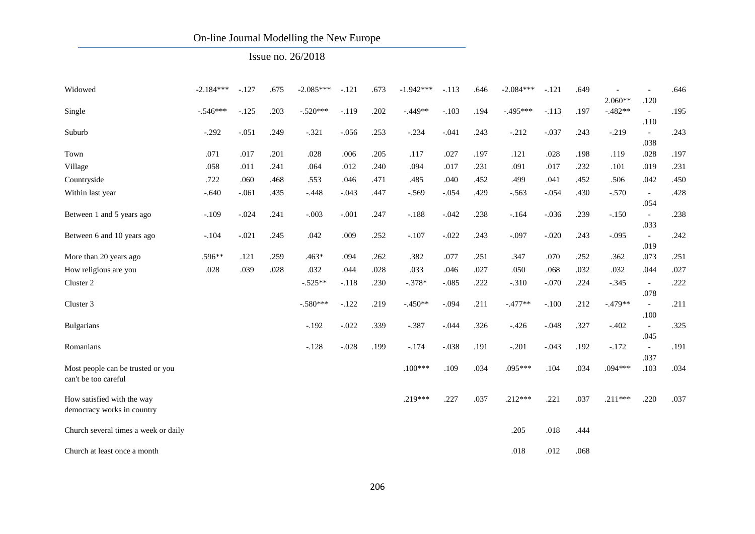| | | | | | | | | | | | | | | | |
|---|---|---|---|---|---|---|---|---|---|---|---|---|---|---|---|
| Widowed | -2.184*** | -.127 | .675 | -2.085*** | -.121 | .673 | -1.942*** | -.113 | .646 | -2.084*** | -.121 | .649 | -2.060** | -.120 | .646 |
| Single | -.546*** | -.125 | .203 | -.520*** | -.119 | .202 | -.449** | -.103 | .194 | -.495*** | -.113 | .197 | -.482** | -.110 | .195 |
| Suburb | -.292 | -.051 | .249 | -.321 | -.056 | .253 | -.234 | -.041 | .243 | -.212 | -.037 | .243 | -.219 | -.038 | .243 |
| Town | .071 | .017 | .201 | .028 | .006 | .205 | .117 | .027 | .197 | .121 | .028 | .198 | .119 | .028 | .197 |
| Village | .058 | .011 | .241 | .064 | .012 | .240 | .094 | .017 | .231 | .091 | .017 | .232 | .101 | .019 | .231 |
| Countryside | .722 | .060 | .468 | .553 | .046 | .471 | .485 | .040 | .452 | .499 | .041 | .452 | .506 | .042 | .450 |
| Within last year | -.640 | -.061 | .435 | -.448 | -.043 | .447 | -.569 | -.054 | .429 | -.563 | -.054 | .430 | -.570 | -.054 | .428 |
| Between 1 and 5 years ago | -.109 | -.024 | .241 | -.003 | -.001 | .247 | -.188 | -.042 | .238 | -.164 | -.036 | .239 | -.150 | -.033 | .238 |
| Between 6 and 10 years ago | -.104 | -.021 | .245 | .042 | .009 | .252 | -.107 | -.022 | .243 | -.097 | -.020 | .243 | -.095 | -.019 | .242 |
| More than 20 years ago | .596** | .121 | .259 | .463* | .094 | .262 | .382 | .077 | .251 | .347 | .070 | .252 | .362 | .073 | .251 |
| How religious are you | .028 | .039 | .028 | .032 | .044 | .028 | .033 | .046 | .027 | .050 | .068 | .032 | .032 | .044 | .027 |
| Cluster 2 | | | | -.525** | -.118 | .230 | -.378* | -.085 | .222 | -.310 | -.070 | .224 | -.345 | -.078 | .222 |
| Cluster 3 | | | | -.580*** | -.122 | .219 | -.450** | -.094 | .211 | -.477** | -.100 | .212 | -.479** | -.100 | .211 |
| Bulgarians | | | | -.192 | -.022 | .339 | -.387 | -.044 | .326 | -.426 | -.048 | .327 | -.402 | -.045 | .325 |
| Romanians | | | | -.128 | -.028 | .199 | -.174 | -.038 | .191 | -.201 | -.043 | .192 | -.172 | -.037 | .191 |
| Most people can be trusted or you can't be too careful | | | | | | | .100*** | .109 | .034 | .095*** | .104 | .034 | .094*** | .103 | .034 |
| How satisfied with the way democracy works in country | | | | | | | .219*** | .227 | .037 | .212*** | .221 | .037 | .211*** | .220 | .037 |
| Church several times a week or daily | | | | | | | | | | .205 | .018 | .444 | | | |
| Church at least once a month | | | | | | | | | | .018 | .012 | .068 | | | |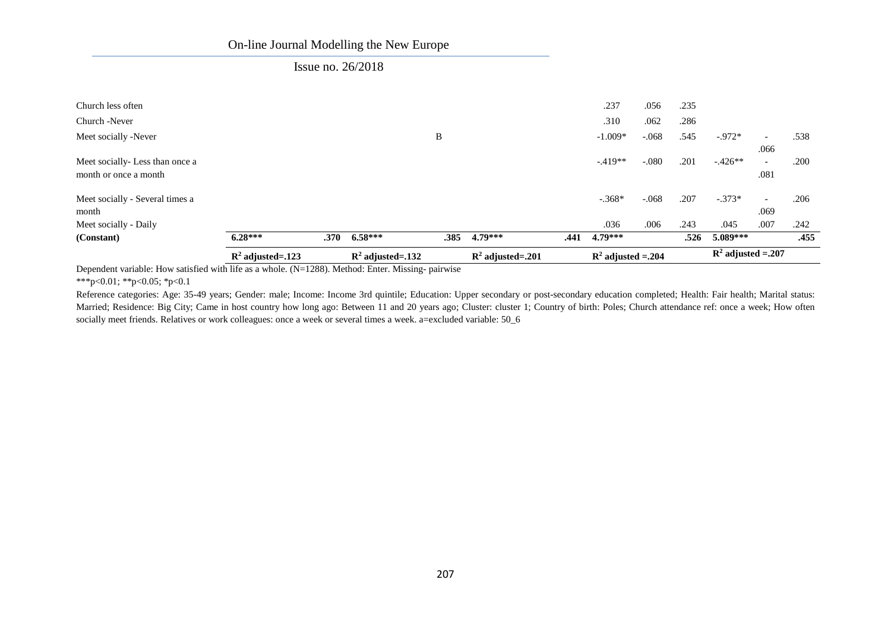| | | | | | | | | | | | | |
|---|---|---|---|---|---|---|---|---|---|---|---|---|
| Church less often | | | | | | | .237 | .056 | .235 | | | |
| Church -Never | | | | | | | .310 | .062 | .286 | | | |
| Meet socially -Never | | | | B | | | -1.009* | -.068 | .545 | -.972* | -.066 | .538 |
| Meet socially- Less than once a month or once a month | | | | | | | -.419** | -.080 | .201 | -.426** | -.081 | .200 |
| Meet socially - Several times a month | | | | | | | -.368* | -.068 | .207 | -.373* | -.069 | .206 |
| Meet socially - Daily | | | | | | | .036 | .006 | .243 | .045 | .007 | .242 |
| **(Constant)** | **6.28*** ** | **.370** | **6.58*** ** | **.385** | **4.79*** ** | **.441** | **4.79*** ** | | **.526** | **5.089*** ** | | **.455** |
| | **$R^2$ adjusted=.123** | | **$R^2$ adjusted=.132** | | **$R^2$ adjusted=.201** | | **$R^2$ adjusted =.204** | | | **$R^2$ adjusted =.207** | | |

Dependent variable: How satisfied with life as a whole. (N=1288). Method: Enter. Missing- pairwise

***p<0.01; **p<0.05; *p<0.1

Reference categories: Age: 35-49 years; Gender: male; Income: Income 3rd quintile; Education: Upper secondary or post-secondary education completed; Health: Fair health; Marital status: Married; Residence: Big City; Came in host country how long ago: Between 11 and 20 years ago; Cluster: cluster 1; Country of birth: Poles; Church attendance ref: once a week; How often socially meet friends. Relatives or work colleagues: once a week or several times a week. a=excluded variable: 50_6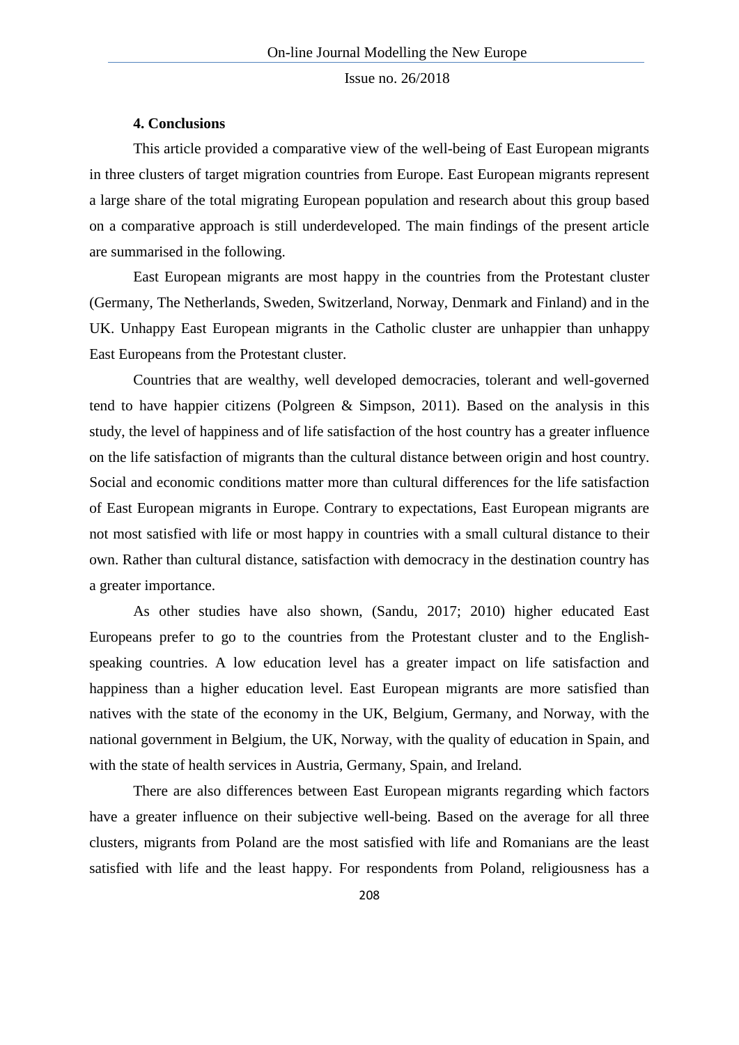## 4. Conclusions

This article provided a comparative view of the well-being of East European migrants in three clusters of target migration countries from Europe. East European migrants represent a large share of the total migrating European population and research about this group based on a comparative approach is still underdeveloped. The main findings of the present article are summarised in the following.

East European migrants are most happy in the countries from the Protestant cluster (Germany, The Netherlands, Sweden, Switzerland, Norway, Denmark and Finland) and in the UK. Unhappy East European migrants in the Catholic cluster are unhappier than unhappy East Europeans from the Protestant cluster.

Countries that are wealthy, well developed democracies, tolerant and well-governed tend to have happier citizens (Polgreen & Simpson, 2011). Based on the analysis in this study, the level of happiness and of life satisfaction of the host country has a greater influence on the life satisfaction of migrants than the cultural distance between origin and host country. Social and economic conditions matter more than cultural differences for the life satisfaction of East European migrants in Europe. Contrary to expectations, East European migrants are not most satisfied with life or most happy in countries with a small cultural distance to their own. Rather than cultural distance, satisfaction with democracy in the destination country has a greater importance.

As other studies have also shown, (Sandu, 2017; 2010) higher educated East Europeans prefer to go to the countries from the Protestant cluster and to the English-speaking countries. A low education level has a greater impact on life satisfaction and happiness than a higher education level. East European migrants are more satisfied than natives with the state of the economy in the UK, Belgium, Germany, and Norway, with the national government in Belgium, the UK, Norway, with the quality of education in Spain, and with the state of health services in Austria, Germany, Spain, and Ireland.

There are also differences between East European migrants regarding which factors have a greater influence on their subjective well-being. Based on the average for all three clusters, migrants from Poland are the most satisfied with life and Romanians are the least satisfied with life and the least happy. For respondents from Poland, religiousness has a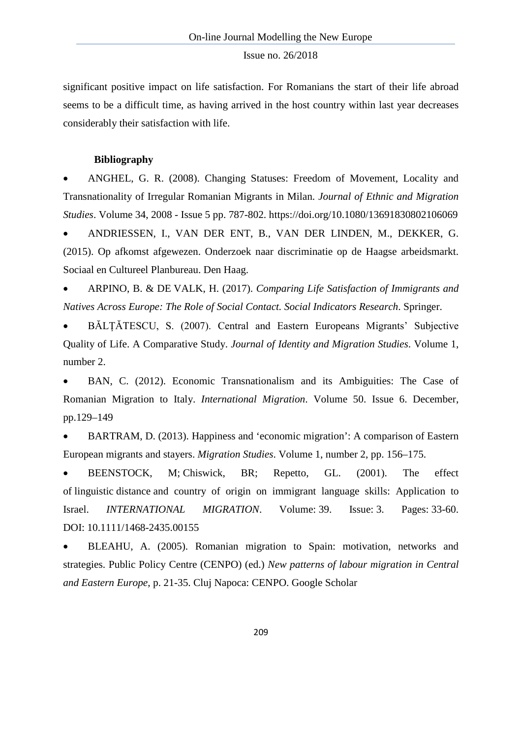significant positive impact on life satisfaction. For Romanians the start of their life abroad seems to be a difficult time, as having arrived in the host country within last year decreases considerably their satisfaction with life.

**Bibliography**

- ANGHEL, G. R. (2008). Changing Statuses: Freedom of Movement, Locality and Transnationality of Irregular Romanian Migrants in Milan. *Journal of Ethnic and Migration Studies*. Volume 34, 2008 - Issue 5 pp. 787-802. https://doi.org/10.1080/13691830802106069
- ANDRIESSEN, I., VAN DER ENT, B., VAN DER LINDEN, M., DEKKER, G. (2015). Op afkomst afgewezen. Onderzoek naar discriminatie op de Haagse arbeidsmarkt. Sociaal en Cultureel Planbureau. Den Haag.
- ARPINO, B. & DE VALK, H. (2017). *Comparing Life Satisfaction of Immigrants and Natives Across Europe: The Role of Social Contact. Social Indicators Research*. Springer.
- BĂLȚĂTESCU, S. (2007). Central and Eastern Europeans Migrants' Subjective Quality of Life. A Comparative Study. *Journal of Identity and Migration Studies*. Volume 1, number 2.
- BAN, C. (2012). Economic Transnationalism and its Ambiguities: The Case of Romanian Migration to Italy. *International Migration*. Volume 50. Issue 6. December, pp.129–149
- BARTRAM, D. (2013). Happiness and 'economic migration': A comparison of Eastern European migrants and stayers. *Migration Studies*. Volume 1, number 2, pp. 156–175.
- BEENSTOCK, M; Chiswick, BR; Repetto, GL. (2001). The effect of linguistic distance and country of origin on immigrant language skills: Application to Israel. *INTERNATIONAL MIGRATION*. Volume: 39. Issue: 3. Pages: 33-60. DOI: 10.1111/1468-2435.00155
- BLEAHU, A. (2005). Romanian migration to Spain: motivation, networks and strategies. Public Policy Centre (CENPO) (ed.) *New patterns of labour migration in Central and Eastern Europe*, p. 21-35. Cluj Napoca: CENPO. Google Scholar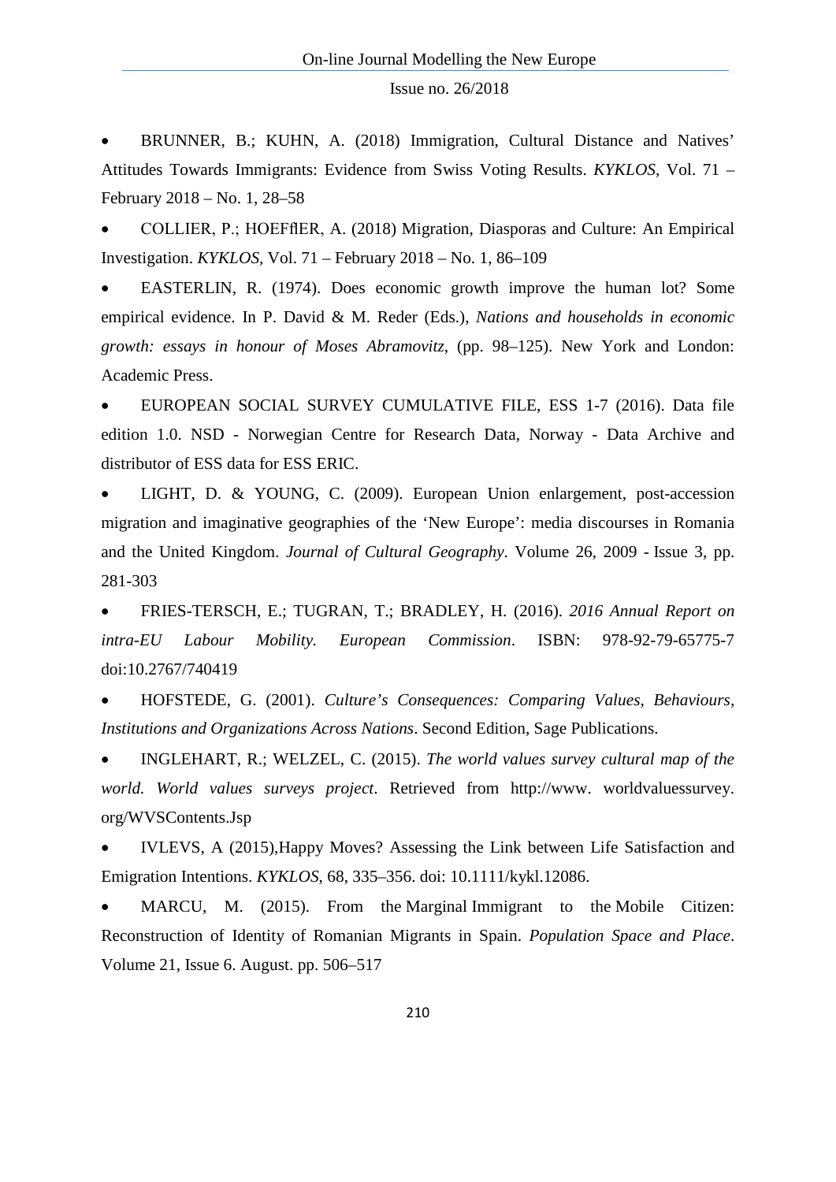- BRUNNER, B.; KUHN, A. (2018) Immigration, Cultural Distance and Natives' Attitudes Towards Immigrants: Evidence from Swiss Voting Results. *KYKLOS*, Vol. 71 – February 2018 – No. 1, 28–58
- COLLIER, P.; HOEFflER, A. (2018) Migration, Diasporas and Culture: An Empirical Investigation. *KYKLOS*, Vol. 71 – February 2018 – No. 1, 86–109
- EASTERLIN, R. (1974). Does economic growth improve the human lot? Some empirical evidence. In P. David & M. Reder (Eds.), *Nations and households in economic growth: essays in honour of Moses Abramovitz*, (pp. 98–125). New York and London: Academic Press.
- EUROPEAN SOCIAL SURVEY CUMULATIVE FILE, ESS 1-7 (2016). Data file edition 1.0. NSD - Norwegian Centre for Research Data, Norway - Data Archive and distributor of ESS data for ESS ERIC.
- LIGHT, D. & YOUNG, C. (2009). European Union enlargement, post-accession migration and imaginative geographies of the 'New Europe': media discourses in Romania and the United Kingdom. *Journal of Cultural Geography*. Volume 26, 2009 - Issue 3, pp. 281-303
- FRIES-TERSCH, E.; TUGRAN, T.; BRADLEY, H. (2016). *2016 Annual Report on intra-EU Labour Mobility. European Commission*. ISBN: 978-92-79-65775-7 doi:10.2767/740419
- HOFSTEDE, G. (2001). *Culture's Consequences: Comparing Values, Behaviours, Institutions and Organizations Across Nations*. Second Edition, Sage Publications.
- INGLEHART, R.; WELZEL, C. (2015). *The world values survey cultural map of the world. World values surveys project*. Retrieved from http://www. worldvaluessurvey. org/WVSContents.Jsp
- IVLEVS, A (2015),Happy Moves? Assessing the Link between Life Satisfaction and Emigration Intentions. *KYKLOS*, 68, 335–356. doi: 10.1111/kykl.12086.
- MARCU, M. (2015). From the Marginal Immigrant to the Mobile Citizen: Reconstruction of Identity of Romanian Migrants in Spain. *Population Space and Place*. Volume 21, Issue 6. August. pp. 506–517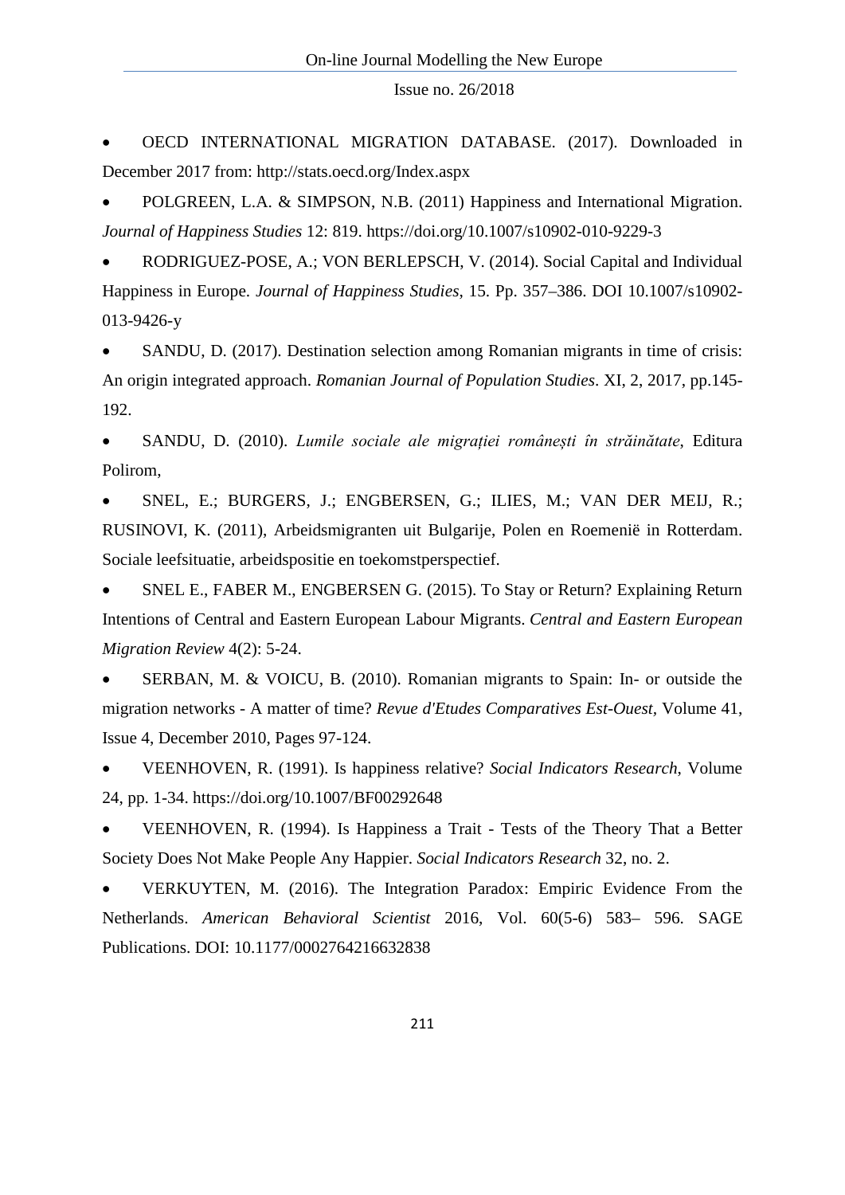- OECD INTERNATIONAL MIGRATION DATABASE. (2017). Downloaded in December 2017 from: http://stats.oecd.org/Index.aspx
- POLGREEN, L.A. & SIMPSON, N.B. (2011) Happiness and International Migration. *Journal of Happiness Studies* 12: 819. https://doi.org/10.1007/s10902-010-9229-3
- RODRIGUEZ-POSE, A.; VON BERLEPSCH, V. (2014). Social Capital and Individual Happiness in Europe. *Journal of Happiness Studies*, 15. Pp. 357–386. DOI 10.1007/s10902-013-9426-y
- SANDU, D. (2017). Destination selection among Romanian migrants in time of crisis: An origin integrated approach. *Romanian Journal of Population Studies*. XI, 2, 2017, pp.145-192.
- SANDU, D. (2010). *Lumile sociale ale migrației românești în străinătate*, Editura Polirom,
- SNEL, E.; BURGERS, J.; ENGBERSEN, G.; ILIES, M.; VAN DER MEIJ, R.; RUSINOVI, K. (2011), Arbeidsmigranten uit Bulgarije, Polen en Roemenië in Rotterdam. Sociale leefsituatie, arbeidspositie en toekomstperspectief.
- SNEL E., FABER M., ENGBERSEN G. (2015). To Stay or Return? Explaining Return Intentions of Central and Eastern European Labour Migrants. *Central and Eastern European Migration Review* 4(2): 5-24.
- SERBAN, M. & VOICU, B. (2010). Romanian migrants to Spain: In- or outside the migration networks - A matter of time? *Revue d'Etudes Comparatives Est-Ouest*, Volume 41, Issue 4, December 2010, Pages 97-124.
- VEENHOVEN, R. (1991). Is happiness relative? *Social Indicators Research*, Volume 24, pp. 1-34. https://doi.org/10.1007/BF00292648
- VEENHOVEN, R. (1994). Is Happiness a Trait - Tests of the Theory That a Better Society Does Not Make People Any Happier. *Social Indicators Research* 32, no. 2.
- VERKUYTEN, M. (2016). The Integration Paradox: Empiric Evidence From the Netherlands. *American Behavioral Scientist* 2016, Vol. 60(5-6) 583– 596. SAGE Publications. DOI: 10.1177/0002764216632838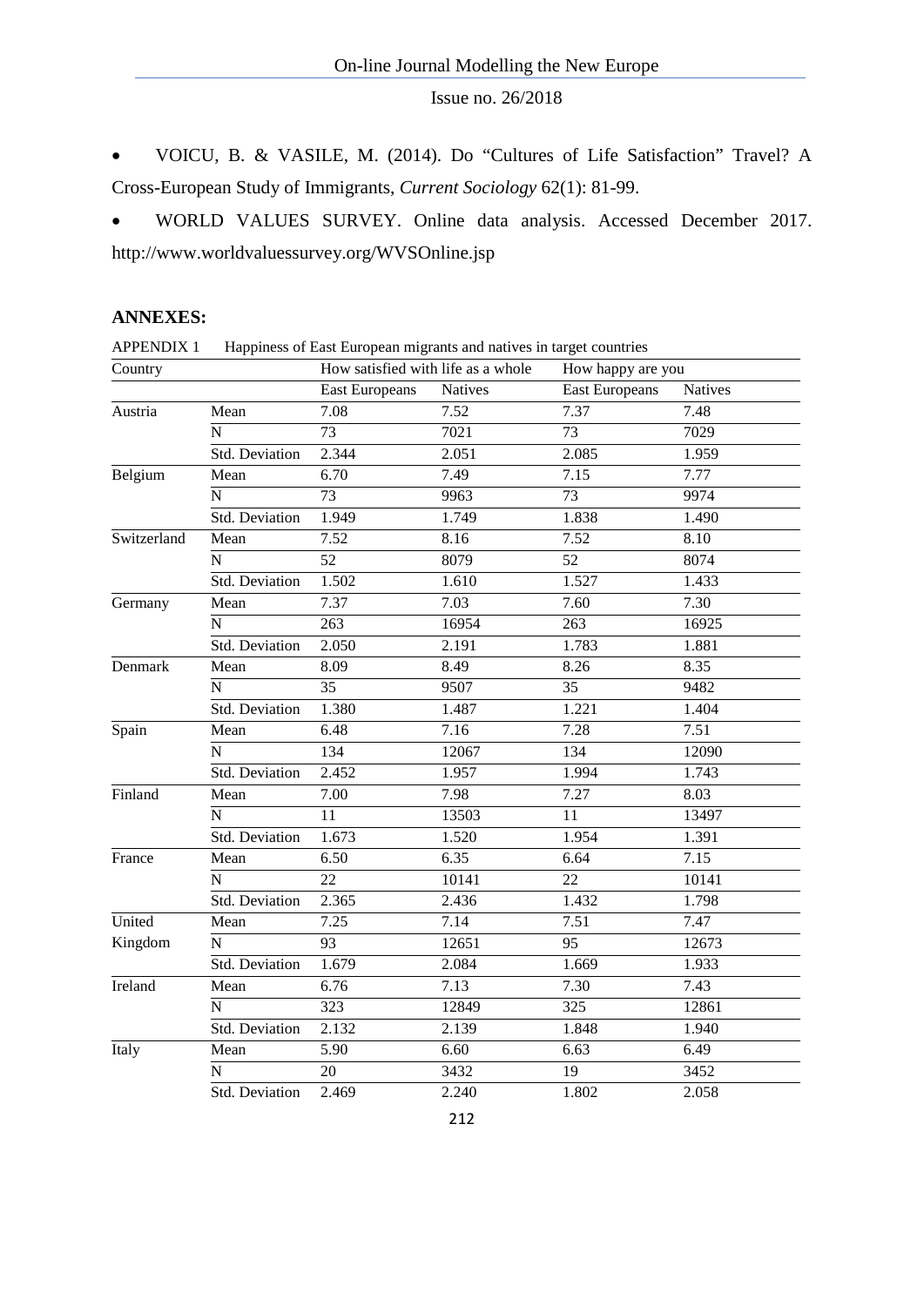- VOICU, B. & VASILE, M. (2014). Do "Cultures of Life Satisfaction" Travel? A Cross-European Study of Immigrants, *Current Sociology* 62(1): 81-99.
- WORLD VALUES SURVEY. Online data analysis. Accessed December 2017. http://www.worldvaluessurvey.org/WVSOnline.jsp

## ANNEXES:

APPENDIX 1 Happiness of East European migrants and natives in target countries

| Country | | How satisfied with life as a whole | | How happy are you | |
|---|---|---|---|---|---|
| | | East Europeans | Natives | East Europeans | Natives |
| Austria | Mean | 7.08 | 7.52 | 7.37 | 7.48 |
| | N | 73 | 7021 | 73 | 7029 |
| | Std. Deviation | 2.344 | 2.051 | 2.085 | 1.959 |
| Belgium | Mean | 6.70 | 7.49 | 7.15 | 7.77 |
| | N | 73 | 9963 | 73 | 9974 |
| | Std. Deviation | 1.949 | 1.749 | 1.838 | 1.490 |
| Switzerland | Mean | 7.52 | 8.16 | 7.52 | 8.10 |
| | N | 52 | 8079 | 52 | 8074 |
| | Std. Deviation | 1.502 | 1.610 | 1.527 | 1.433 |
| Germany | Mean | 7.37 | 7.03 | 7.60 | 7.30 |
| | N | 263 | 16954 | 263 | 16925 |
| | Std. Deviation | 2.050 | 2.191 | 1.783 | 1.881 |
| Denmark | Mean | 8.09 | 8.49 | 8.26 | 8.35 |
| | N | 35 | 9507 | 35 | 9482 |
| | Std. Deviation | 1.380 | 1.487 | 1.221 | 1.404 |
| Spain | Mean | 6.48 | 7.16 | 7.28 | 7.51 |
| | N | 134 | 12067 | 134 | 12090 |
| | Std. Deviation | 2.452 | 1.957 | 1.994 | 1.743 |
| Finland | Mean | 7.00 | 7.98 | 7.27 | 8.03 |
| | N | 11 | 13503 | 11 | 13497 |
| | Std. Deviation | 1.673 | 1.520 | 1.954 | 1.391 |
| France | Mean | 6.50 | 6.35 | 6.64 | 7.15 |
| | N | 22 | 10141 | 22 | 10141 |
| | Std. Deviation | 2.365 | 2.436 | 1.432 | 1.798 |
| United Kingdom | Mean | 7.25 | 7.14 | 7.51 | 7.47 |
| | N | 93 | 12651 | 95 | 12673 |
| | Std. Deviation | 1.679 | 2.084 | 1.669 | 1.933 |
| Ireland | Mean | 6.76 | 7.13 | 7.30 | 7.43 |
| | N | 323 | 12849 | 325 | 12861 |
| | Std. Deviation | 2.132 | 2.139 | 1.848 | 1.940 |
| Italy | Mean | 5.90 | 6.60 | 6.63 | 6.49 |
| | N | 20 | 3432 | 19 | 3452 |
| | Std. Deviation | 2.469 | 2.240 | 1.802 | 2.058 |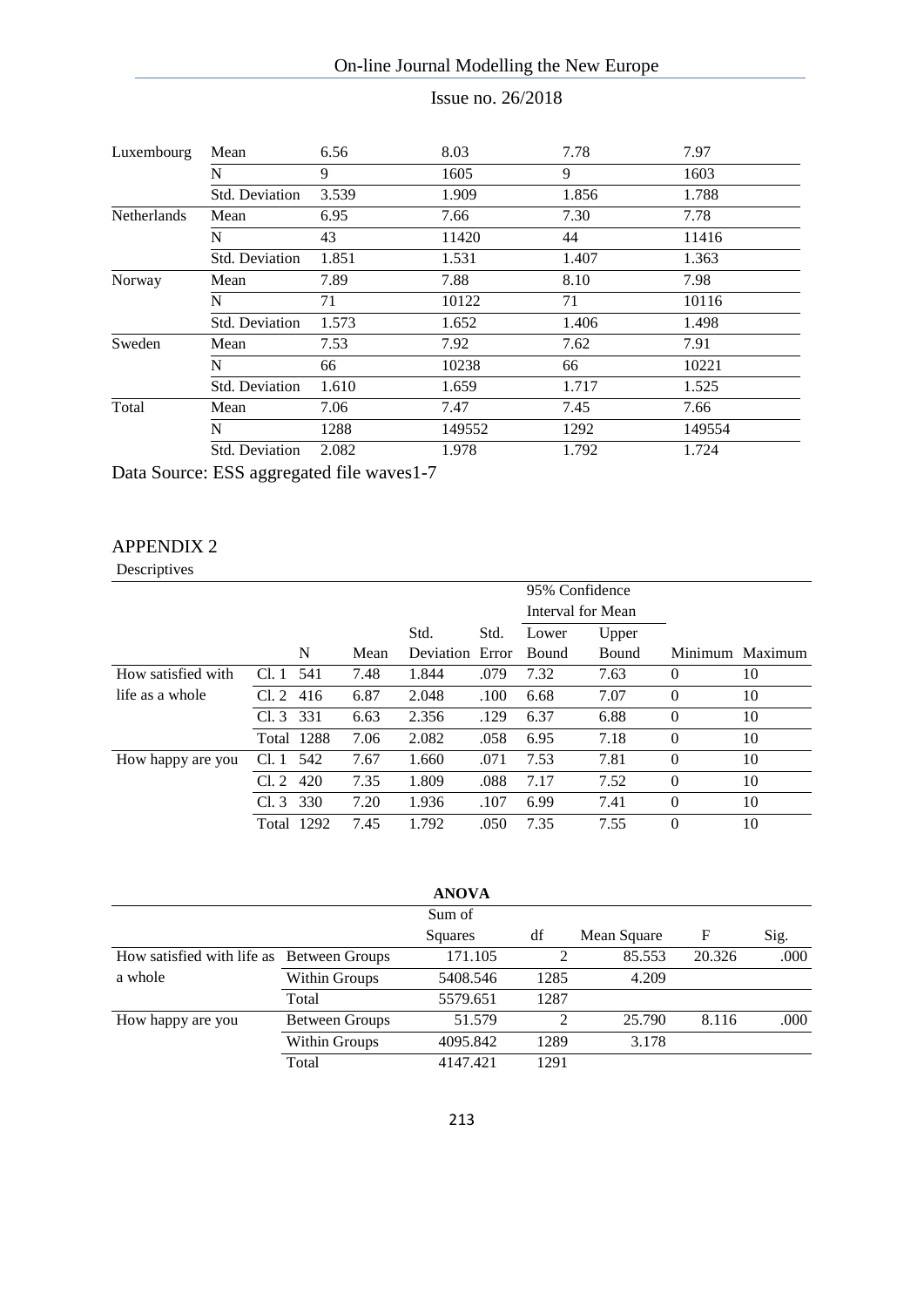| | | | | | |
|---|---|---|---|---|---|
| Luxembourg | Mean | 6.56 | 8.03 | 7.78 | 7.97 |
| | N | 9 | 1605 | 9 | 1603 |
| | Std. Deviation | 3.539 | 1.909 | 1.856 | 1.788 |
| Netherlands | Mean | 6.95 | 7.66 | 7.30 | 7.78 |
| | N | 43 | 11420 | 44 | 11416 |
| | Std. Deviation | 1.851 | 1.531 | 1.407 | 1.363 |
| Norway | Mean | 7.89 | 7.88 | 8.10 | 7.98 |
| | N | 71 | 10122 | 71 | 10116 |
| | Std. Deviation | 1.573 | 1.652 | 1.406 | 1.498 |
| Sweden | Mean | 7.53 | 7.92 | 7.62 | 7.91 |
| | N | 66 | 10238 | 66 | 10221 |
| | Std. Deviation | 1.610 | 1.659 | 1.717 | 1.525 |
| Total | Mean | 7.06 | 7.47 | 7.45 | 7.66 |
| | N | 1288 | 149552 | 1292 | 149554 |
| | Std. Deviation | 2.082 | 1.978 | 1.792 | 1.724 |

Data Source: ESS aggregated file waves1-7

## APPENDIX 2

Descriptives

| | | N | Mean | Std. Deviation | Std. Error | 95% Confidence Interval for Mean Lower Bound | 95% Confidence Interval for Mean Upper Bound | Minimum | Maximum |
|---|---|---|---|---|---|---|---|---|---|
| How satisfied with life as a whole | Cl. 1 | 541 | 7.48 | 1.844 | .079 | 7.32 | 7.63 | 0 | 10 |
| | Cl. 2 | 416 | 6.87 | 2.048 | .100 | 6.68 | 7.07 | 0 | 10 |
| | Cl. 3 | 331 | 6.63 | 2.356 | .129 | 6.37 | 6.88 | 0 | 10 |
| | Total | 1288 | 7.06 | 2.082 | .058 | 6.95 | 7.18 | 0 | 10 |
| How happy are you | Cl. 1 | 542 | 7.67 | 1.660 | .071 | 7.53 | 7.81 | 0 | 10 |
| | Cl. 2 | 420 | 7.35 | 1.809 | .088 | 7.17 | 7.52 | 0 | 10 |
| | Cl. 3 | 330 | 7.20 | 1.936 | .107 | 6.99 | 7.41 | 0 | 10 |
| | Total | 1292 | 7.45 | 1.792 | .050 | 7.35 | 7.55 | 0 | 10 |

**ANOVA**

| | | Sum of Squares | df | Mean Square | F | Sig. |
|---|---|---|---|---|---|---|
| How satisfied with life as a whole | Between Groups | 171.105 | 2 | 85.553 | 20.326 | .000 |
| | Within Groups | 5408.546 | 1285 | 4.209 | | |
| | Total | 5579.651 | 1287 | | | |
| How happy are you | Between Groups | 51.579 | 2 | 25.790 | 8.116 | .000 |
| | Within Groups | 4095.842 | 1289 | 3.178 | | |
| | Total | 4147.421 | 1291 | | | |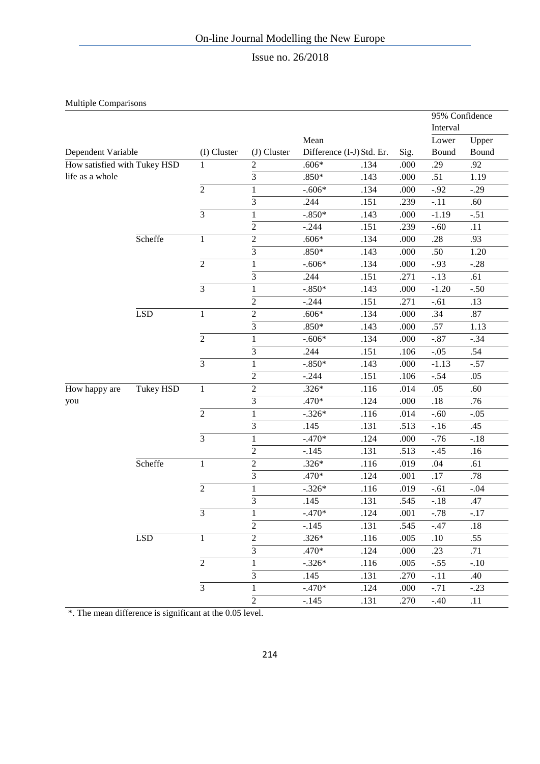Multiple Comparisons

| Dependent Variable | | (I) Cluster | (J) Cluster | Mean Difference (I-J) | Std. Er. | Sig. | 95% Confidence Interval Lower Bound | Upper Bound |
|---|---|---|---|---|---|---|---|---|
| How satisfied with life as a whole | Tukey HSD | 1 | 2 | .606* | .134 | .000 | .29 | .92 |
| | | | 3 | .850* | .143 | .000 | .51 | 1.19 |
| | | 2 | 1 | -.606* | .134 | .000 | -.92 | -.29 |
| | | | 3 | .244 | .151 | .239 | -.11 | .60 |
| | | 3 | 1 | -.850* | .143 | .000 | -1.19 | -.51 |
| | | | 2 | -.244 | .151 | .239 | -.60 | .11 |
| | Scheffe | 1 | 2 | .606* | .134 | .000 | .28 | .93 |
| | | | 3 | .850* | .143 | .000 | .50 | 1.20 |
| | | 2 | 1 | -.606* | .134 | .000 | -.93 | -.28 |
| | | | 3 | .244 | .151 | .271 | -.13 | .61 |
| | | 3 | 1 | -.850* | .143 | .000 | -1.20 | -.50 |
| | | | 2 | -.244 | .151 | .271 | -.61 | .13 |
| | LSD | 1 | 2 | .606* | .134 | .000 | .34 | .87 |
| | | | 3 | .850* | .143 | .000 | .57 | 1.13 |
| | | 2 | 1 | -.606* | .134 | .000 | -.87 | -.34 |
| | | | 3 | .244 | .151 | .106 | -.05 | .54 |
| | | 3 | 1 | -.850* | .143 | .000 | -1.13 | -.57 |
| | | | 2 | -.244 | .151 | .106 | -.54 | .05 |
| How happy are you | Tukey HSD | 1 | 2 | .326* | .116 | .014 | .05 | .60 |
| | | | 3 | .470* | .124 | .000 | .18 | .76 |
| | | 2 | 1 | -.326* | .116 | .014 | -.60 | -.05 |
| | | | 3 | .145 | .131 | .513 | -.16 | .45 |
| | | 3 | 1 | -.470* | .124 | .000 | -.76 | -.18 |
| | | | 2 | -.145 | .131 | .513 | -.45 | .16 |
| | Scheffe | 1 | 2 | .326* | .116 | .019 | .04 | .61 |
| | | | 3 | .470* | .124 | .001 | .17 | .78 |
| | | 2 | 1 | -.326* | .116 | .019 | -.61 | -.04 |
| | | | 3 | .145 | .131 | .545 | -.18 | .47 |
| | | 3 | 1 | -.470* | .124 | .001 | -.78 | -.17 |
| | | | 2 | -.145 | .131 | .545 | -.47 | .18 |
| | LSD | 1 | 2 | .326* | .116 | .005 | .10 | .55 |
| | | | 3 | .470* | .124 | .000 | .23 | .71 |
| | | 2 | 1 | -.326* | .116 | .005 | -.55 | -.10 |
| | | | 3 | .145 | .131 | .270 | -.11 | .40 |
| | | 3 | 1 | -.470* | .124 | .000 | -.71 | -.23 |
| | | | 2 | -.145 | .131 | .270 | -.40 | .11 |

*. The mean difference is significant at the 0.05 level.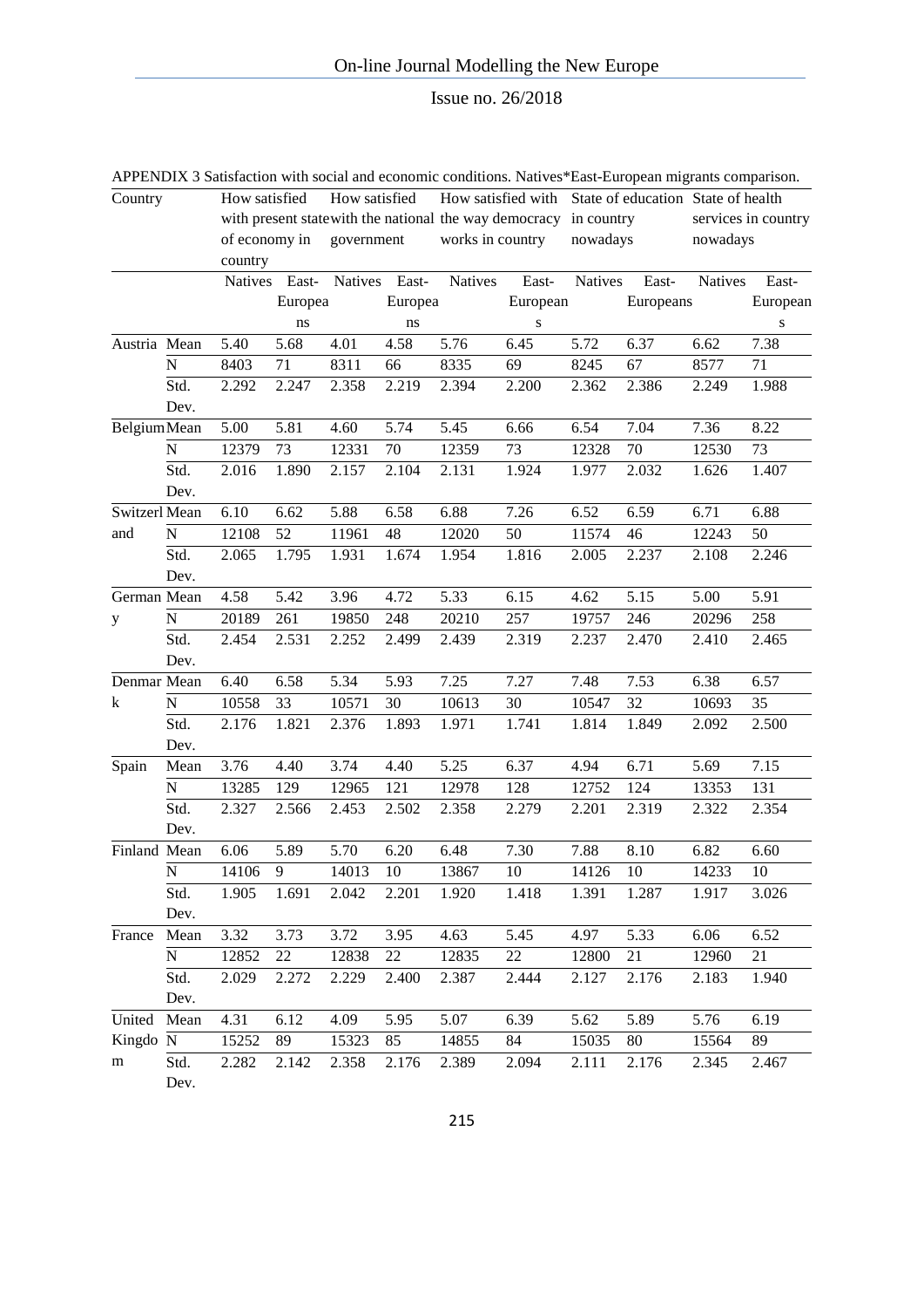APPENDIX 3 Satisfaction with social and economic conditions. Natives*East-European migrants comparison.

| Country | | How satisfied with present state of economy in country | | How satisfied with the national government | | How satisfied with the way democracy works in country | | State of education in country nowadays | | State of health services in country nowadays | |
|---|---|---|---|---|---|---|---|---|---|---|---|
| | | Natives | East-Europeans | Natives | East-Europeans | Natives | East-Europeans | Natives | East-Europeans | Natives | East-Europeans |
| Austria | Mean | 5.40 | 5.68 | 4.01 | 4.58 | 5.76 | 6.45 | 5.72 | 6.37 | 6.62 | 7.38 |
| | N | 8403 | 71 | 8311 | 66 | 8335 | 69 | 8245 | 67 | 8577 | 71 |
| | Std. Dev. | 2.292 | 2.247 | 2.358 | 2.219 | 2.394 | 2.200 | 2.362 | 2.386 | 2.249 | 1.988 |
| Belgium | Mean | 5.00 | 5.81 | 4.60 | 5.74 | 5.45 | 6.66 | 6.54 | 7.04 | 7.36 | 8.22 |
| | N | 12379 | 73 | 12331 | 70 | 12359 | 73 | 12328 | 70 | 12530 | 73 |
| | Std. Dev. | 2.016 | 1.890 | 2.157 | 2.104 | 2.131 | 1.924 | 1.977 | 2.032 | 1.626 | 1.407 |
| Switzerland | Mean | 6.10 | 6.62 | 5.88 | 6.58 | 6.88 | 7.26 | 6.52 | 6.59 | 6.71 | 6.88 |
| | N | 12108 | 52 | 11961 | 48 | 12020 | 50 | 11574 | 46 | 12243 | 50 |
| | Std. Dev. | 2.065 | 1.795 | 1.931 | 1.674 | 1.954 | 1.816 | 2.005 | 2.237 | 2.108 | 2.246 |
| Germany | Mean | 4.58 | 5.42 | 3.96 | 4.72 | 5.33 | 6.15 | 4.62 | 5.15 | 5.00 | 5.91 |
| | N | 20189 | 261 | 19850 | 248 | 20210 | 257 | 19757 | 246 | 20296 | 258 |
| | Std. Dev. | 2.454 | 2.531 | 2.252 | 2.499 | 2.439 | 2.319 | 2.237 | 2.470 | 2.410 | 2.465 |
| Denmark | Mean | 6.40 | 6.58 | 5.34 | 5.93 | 7.25 | 7.27 | 7.48 | 7.53 | 6.38 | 6.57 |
| | N | 10558 | 33 | 10571 | 30 | 10613 | 30 | 10547 | 32 | 10693 | 35 |
| | Std. Dev. | 2.176 | 1.821 | 2.376 | 1.893 | 1.971 | 1.741 | 1.814 | 1.849 | 2.092 | 2.500 |
| Spain | Mean | 3.76 | 4.40 | 3.74 | 4.40 | 5.25 | 6.37 | 4.94 | 6.71 | 5.69 | 7.15 |
| | N | 13285 | 129 | 12965 | 121 | 12978 | 128 | 12752 | 124 | 13353 | 131 |
| | Std. Dev. | 2.327 | 2.566 | 2.453 | 2.502 | 2.358 | 2.279 | 2.201 | 2.319 | 2.322 | 2.354 |
| Finland | Mean | 6.06 | 5.89 | 5.70 | 6.20 | 6.48 | 7.30 | 7.88 | 8.10 | 6.82 | 6.60 |
| | N | 14106 | 9 | 14013 | 10 | 13867 | 10 | 14126 | 10 | 14233 | 10 |
| | Std. Dev. | 1.905 | 1.691 | 2.042 | 2.201 | 1.920 | 1.418 | 1.391 | 1.287 | 1.917 | 3.026 |
| France | Mean | 3.32 | 3.73 | 3.72 | 3.95 | 4.63 | 5.45 | 4.97 | 5.33 | 6.06 | 6.52 |
| | N | 12852 | 22 | 12838 | 22 | 12835 | 22 | 12800 | 21 | 12960 | 21 |
| | Std. Dev. | 2.029 | 2.272 | 2.229 | 2.400 | 2.387 | 2.444 | 2.127 | 2.176 | 2.183 | 1.940 |
| United Kingdom | Mean | 4.31 | 6.12 | 4.09 | 5.95 | 5.07 | 6.39 | 5.62 | 5.89 | 5.76 | 6.19 |
| | N | 15252 | 89 | 15323 | 85 | 14855 | 84 | 15035 | 80 | 15564 | 89 |
| | Std. Dev. | 2.282 | 2.142 | 2.358 | 2.176 | 2.389 | 2.094 | 2.111 | 2.176 | 2.345 | 2.467 |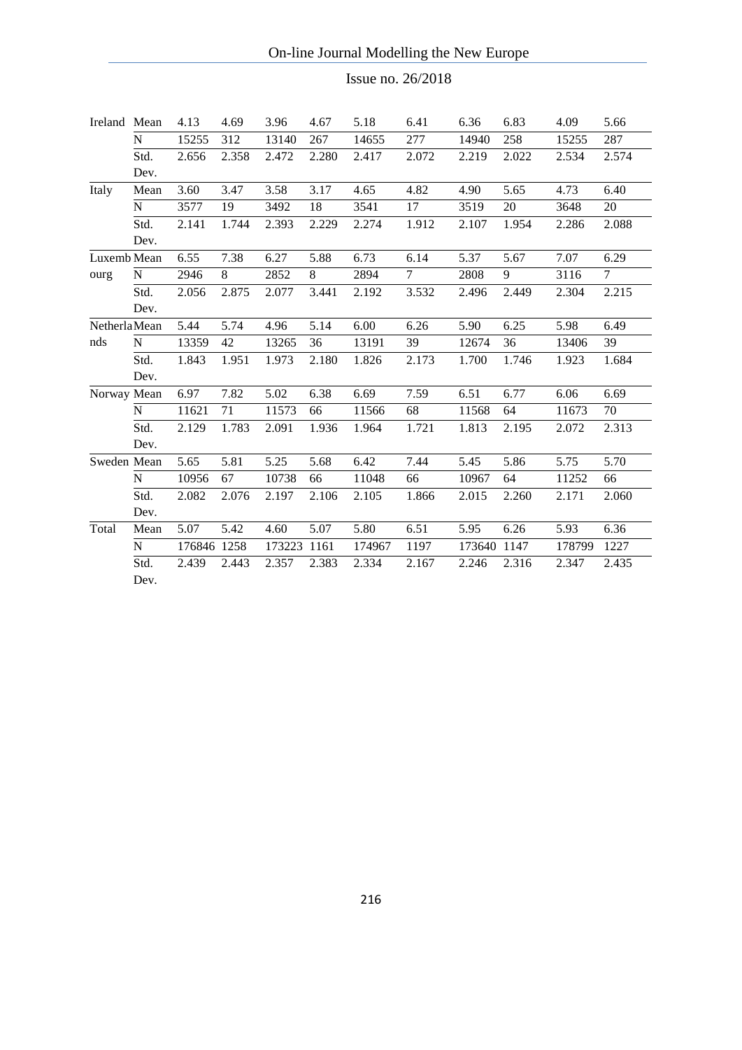| | | | | | | | | | | | |
|---|---|---|---|---|---|---|---|---|---|---|---|
| Ireland | Mean | 4.13 | 4.69 | 3.96 | 4.67 | 5.18 | 6.41 | 6.36 | 6.83 | 4.09 | 5.66 |
| | N | 15255 | 312 | 13140 | 267 | 14655 | 277 | 14940 | 258 | 15255 | 287 |
| | Std. Dev. | 2.656 | 2.358 | 2.472 | 2.280 | 2.417 | 2.072 | 2.219 | 2.022 | 2.534 | 2.574 |
| Italy | Mean | 3.60 | 3.47 | 3.58 | 3.17 | 4.65 | 4.82 | 4.90 | 5.65 | 4.73 | 6.40 |
| | N | 3577 | 19 | 3492 | 18 | 3541 | 17 | 3519 | 20 | 3648 | 20 |
| | Std. Dev. | 2.141 | 1.744 | 2.393 | 2.229 | 2.274 | 1.912 | 2.107 | 1.954 | 2.286 | 2.088 |
| Luxembourg | Mean | 6.55 | 7.38 | 6.27 | 5.88 | 6.73 | 6.14 | 5.37 | 5.67 | 7.07 | 6.29 |
| | N | 2946 | 8 | 2852 | 8 | 2894 | 7 | 2808 | 9 | 3116 | 7 |
| | Std. Dev. | 2.056 | 2.875 | 2.077 | 3.441 | 2.192 | 3.532 | 2.496 | 2.449 | 2.304 | 2.215 |
| Netherlands | Mean | 5.44 | 5.74 | 4.96 | 5.14 | 6.00 | 6.26 | 5.90 | 6.25 | 5.98 | 6.49 |
| | N | 13359 | 42 | 13265 | 36 | 13191 | 39 | 12674 | 36 | 13406 | 39 |
| | Std. Dev. | 1.843 | 1.951 | 1.973 | 2.180 | 1.826 | 2.173 | 1.700 | 1.746 | 1.923 | 1.684 |
| Norway | Mean | 6.97 | 7.82 | 5.02 | 6.38 | 6.69 | 7.59 | 6.51 | 6.77 | 6.06 | 6.69 |
| | N | 11621 | 71 | 11573 | 66 | 11566 | 68 | 11568 | 64 | 11673 | 70 |
| | Std. Dev. | 2.129 | 1.783 | 2.091 | 1.936 | 1.964 | 1.721 | 1.813 | 2.195 | 2.072 | 2.313 |
| Sweden | Mean | 5.65 | 5.81 | 5.25 | 5.68 | 6.42 | 7.44 | 5.45 | 5.86 | 5.75 | 5.70 |
| | N | 10956 | 67 | 10738 | 66 | 11048 | 66 | 10967 | 64 | 11252 | 66 |
| | Std. Dev. | 2.082 | 2.076 | 2.197 | 2.106 | 2.105 | 1.866 | 2.015 | 2.260 | 2.171 | 2.060 |
| Total | Mean | 5.07 | 5.42 | 4.60 | 5.07 | 5.80 | 6.51 | 5.95 | 6.26 | 5.93 | 6.36 |
| | N | 176846 | 1258 | 173223 | 1161 | 174967 | 1197 | 173640 | 1147 | 178799 | 1227 |
| | Std. Dev. | 2.439 | 2.443 | 2.357 | 2.383 | 2.334 | 2.167 | 2.246 | 2.316 | 2.347 | 2.435 |